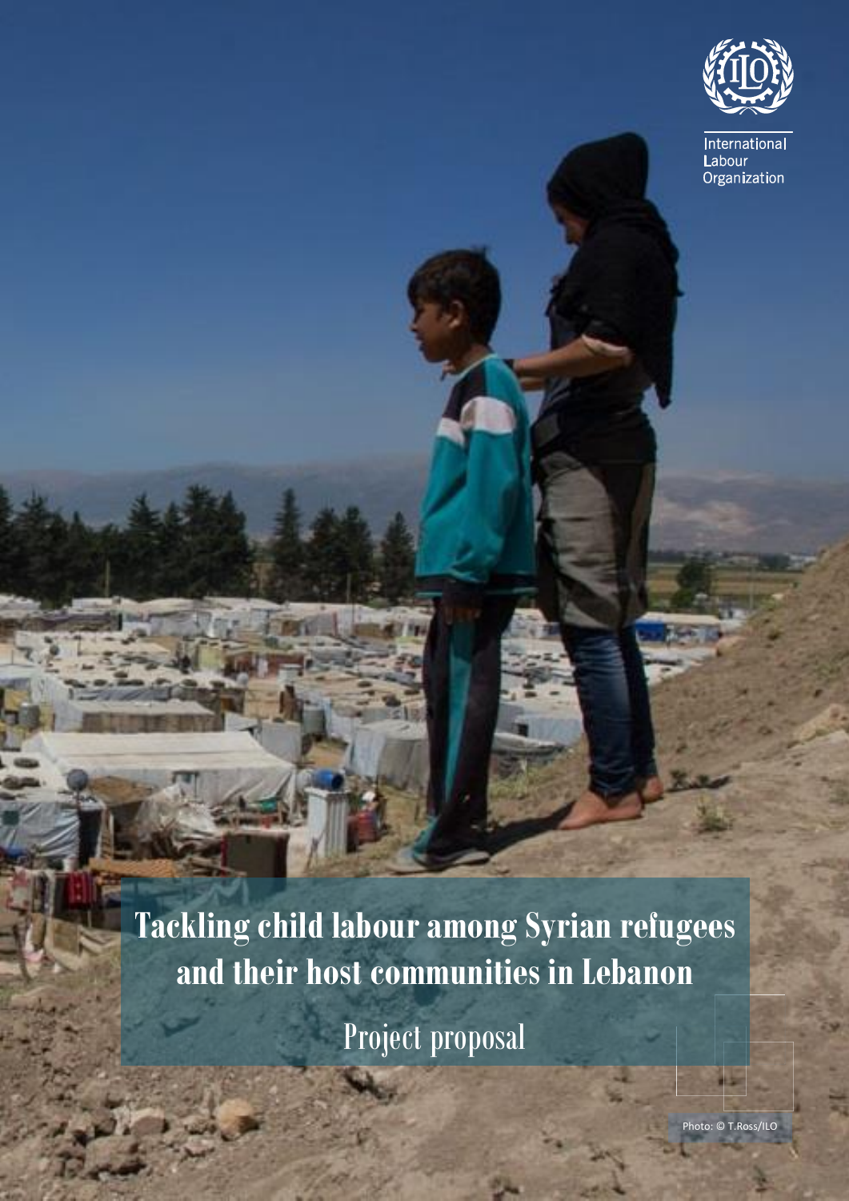International Labour Organization

# Tackling child labour among Syrian refugees and their host communities in Lebanon

## Project proposal

Photo: © T.Ross/ILO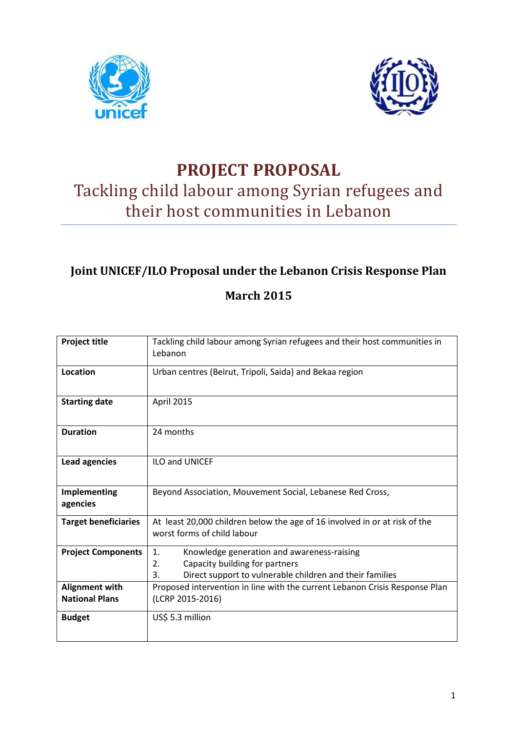# PROJECT PROPOSAL

## Tackling child labour among Syrian refugees and their host communities in Lebanon

### Joint UNICEF/ILO Proposal under the Lebanon Crisis Response Plan

### March 2015

| **Project title** | Tackling child labour among Syrian refugees and their host communities in Lebanon |
|---|---|
| **Location** | Urban centres (Beirut, Tripoli, Saida) and Bekaa region |
| **Starting date** | April 2015 |
| **Duration** | 24 months |
| **Lead agencies** | ILO and UNICEF |
| **Implementing agencies** | Beyond Association, Mouvement Social, Lebanese Red Cross, |
| **Target beneficiaries** | At least 20,000 children below the age of 16 involved in or at risk of the worst forms of child labour |
| **Project Components** | 1. Knowledge generation and awareness-raising<br>2. Capacity building for partners<br>3. Direct support to vulnerable children and their families |
| **Alignment with National Plans** | Proposed intervention in line with the current Lebanon Crisis Response Plan (LCRP 2015-2016) |
| **Budget** | US$ 5.3 million |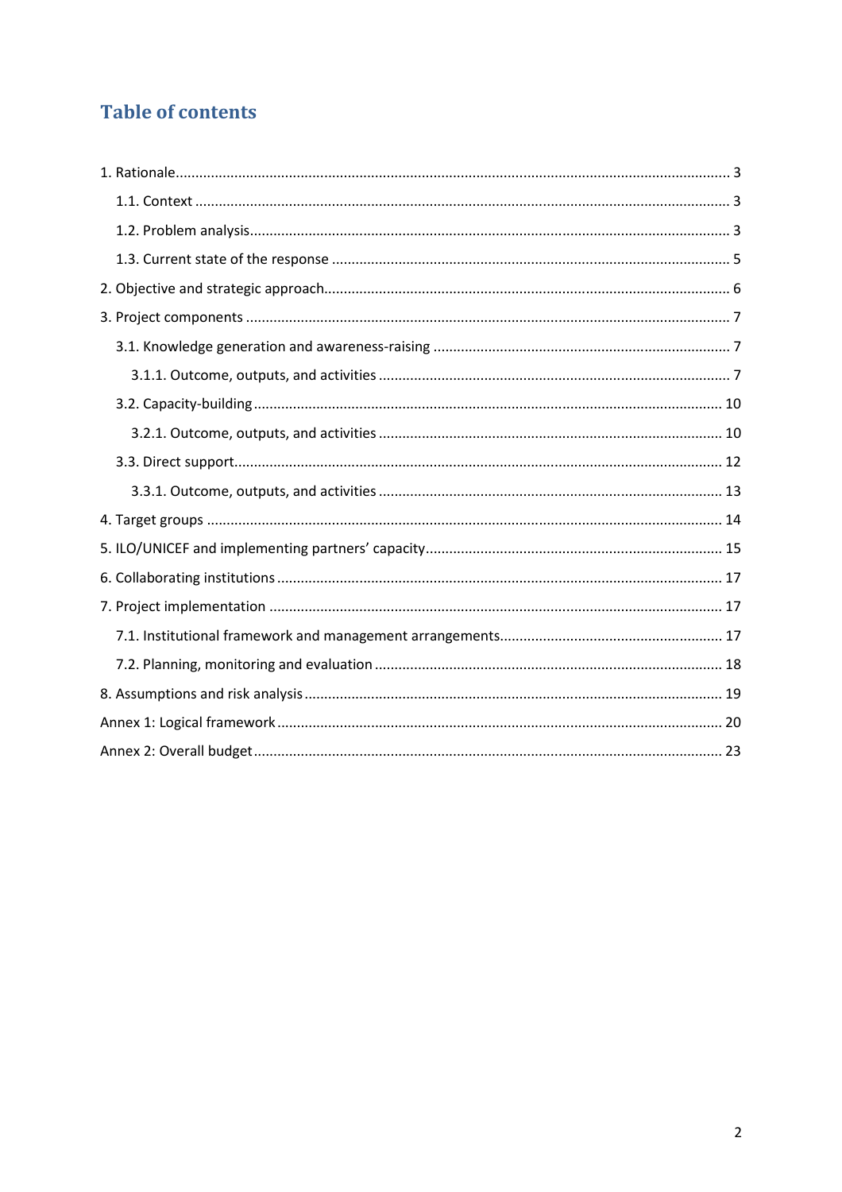# Table of contents

1. Rationale ........ 3
   - 1.1. Context ........ 3
   - 1.2. Problem analysis ........ 3
   - 1.3. Current state of the response ........ 5
2. Objective and strategic approach ........ 6
3. Project components ........ 7
   - 3.1. Knowledge generation and awareness-raising ........ 7
     - 3.1.1. Outcome, outputs, and activities ........ 7
   - 3.2. Capacity-building ........ 10
     - 3.2.1. Outcome, outputs, and activities ........ 10
   - 3.3. Direct support ........ 12
     - 3.3.1. Outcome, outputs, and activities ........ 13
4. Target groups ........ 14
5. ILO/UNICEF and implementing partners' capacity ........ 15
6. Collaborating institutions ........ 17
7. Project implementation ........ 17
   - 7.1. Institutional framework and management arrangements ........ 17
   - 7.2. Planning, monitoring and evaluation ........ 18
8. Assumptions and risk analysis ........ 19

Annex 1: Logical framework ........ 20

Annex 2: Overall budget ........ 23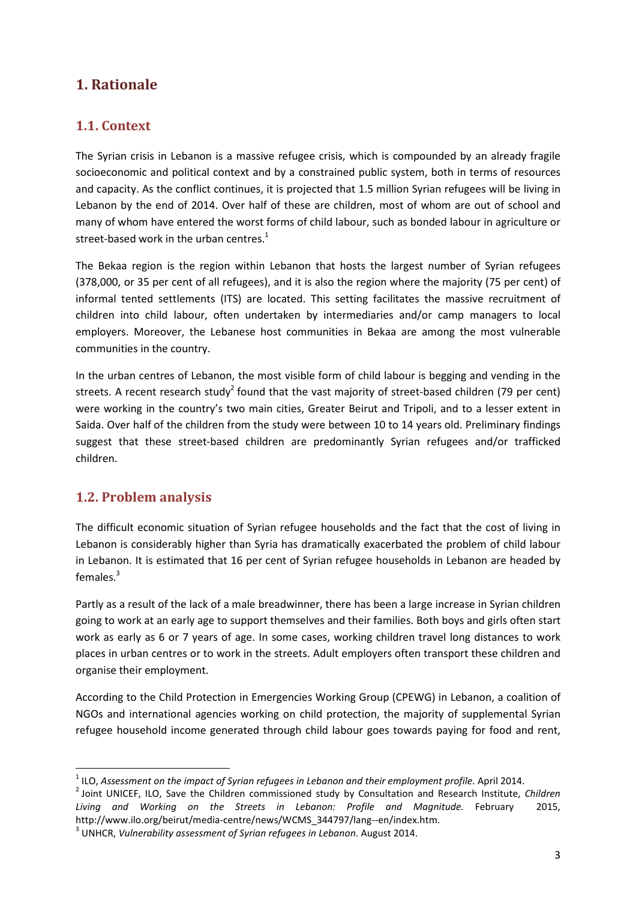# 1. Rationale

## 1.1. Context

The Syrian crisis in Lebanon is a massive refugee crisis, which is compounded by an already fragile socioeconomic and political context and by a constrained public system, both in terms of resources and capacity. As the conflict continues, it is projected that 1.5 million Syrian refugees will be living in Lebanon by the end of 2014. Over half of these are children, most of whom are out of school and many of whom have entered the worst forms of child labour, such as bonded labour in agriculture or street-based work in the urban centres.[1]

The Bekaa region is the region within Lebanon that hosts the largest number of Syrian refugees (378,000, or 35 per cent of all refugees), and it is also the region where the majority (75 per cent) of informal tented settlements (ITS) are located. This setting facilitates the massive recruitment of children into child labour, often undertaken by intermediaries and/or camp managers to local employers. Moreover, the Lebanese host communities in Bekaa are among the most vulnerable communities in the country.

In the urban centres of Lebanon, the most visible form of child labour is begging and vending in the streets. A recent research study[2] found that the vast majority of street-based children (79 per cent) were working in the country's two main cities, Greater Beirut and Tripoli, and to a lesser extent in Saida. Over half of the children from the study were between 10 to 14 years old. Preliminary findings suggest that these street-based children are predominantly Syrian refugees and/or trafficked children.

## 1.2. Problem analysis

The difficult economic situation of Syrian refugee households and the fact that the cost of living in Lebanon is considerably higher than Syria has dramatically exacerbated the problem of child labour in Lebanon. It is estimated that 16 per cent of Syrian refugee households in Lebanon are headed by females.[3]

Partly as a result of the lack of a male breadwinner, there has been a large increase in Syrian children going to work at an early age to support themselves and their families. Both boys and girls often start work as early as 6 or 7 years of age. In some cases, working children travel long distances to work places in urban centres or to work in the streets. Adult employers often transport these children and organise their employment.

According to the Child Protection in Emergencies Working Group (CPEWG) in Lebanon, a coalition of NGOs and international agencies working on child protection, the majority of supplemental Syrian refugee household income generated through child labour goes towards paying for food and rent,

---

[1] ILO, *Assessment on the impact of Syrian refugees in Lebanon and their employment profile.* April 2014.

[2] Joint UNICEF, ILO, Save the Children commissioned study by Consultation and Research Institute, *Children Living and Working on the Streets in Lebanon: Profile and Magnitude.* February 2015, http://www.ilo.org/beirut/media-centre/news/WCMS_344797/lang--en/index.htm.

[3] UNHCR, *Vulnerability assessment of Syrian refugees in Lebanon.* August 2014.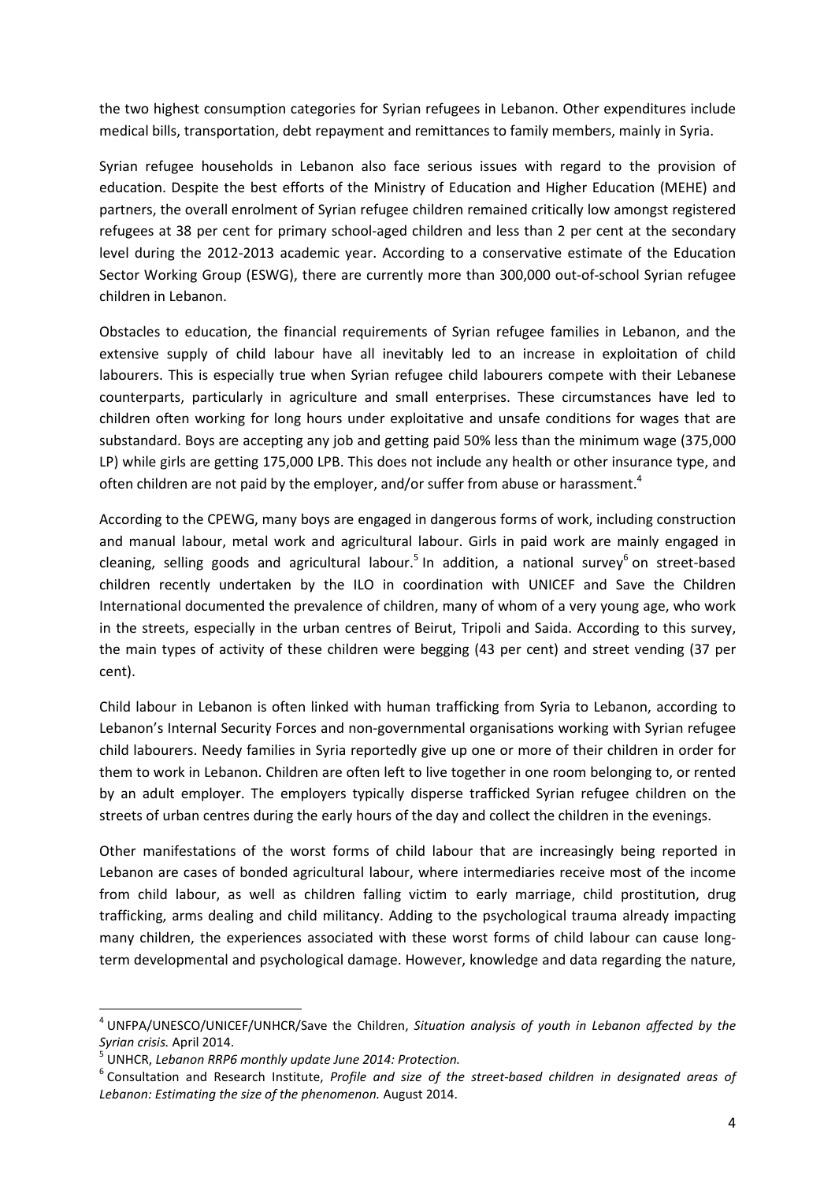the two highest consumption categories for Syrian refugees in Lebanon. Other expenditures include medical bills, transportation, debt repayment and remittances to family members, mainly in Syria.

Syrian refugee households in Lebanon also face serious issues with regard to the provision of education. Despite the best efforts of the Ministry of Education and Higher Education (MEHE) and partners, the overall enrolment of Syrian refugee children remained critically low amongst registered refugees at 38 per cent for primary school-aged children and less than 2 per cent at the secondary level during the 2012-2013 academic year. According to a conservative estimate of the Education Sector Working Group (ESWG), there are currently more than 300,000 out-of-school Syrian refugee children in Lebanon.

Obstacles to education, the financial requirements of Syrian refugee families in Lebanon, and the extensive supply of child labour have all inevitably led to an increase in exploitation of child labourers. This is especially true when Syrian refugee child labourers compete with their Lebanese counterparts, particularly in agriculture and small enterprises. These circumstances have led to children often working for long hours under exploitative and unsafe conditions for wages that are substandard. Boys are accepting any job and getting paid 50% less than the minimum wage (375,000 LP) while girls are getting 175,000 LPB. This does not include any health or other insurance type, and often children are not paid by the employer, and/or suffer from abuse or harassment.[4]

According to the CPEWG, many boys are engaged in dangerous forms of work, including construction and manual labour, metal work and agricultural labour. Girls in paid work are mainly engaged in cleaning, selling goods and agricultural labour.[5] In addition, a national survey[6] on street-based children recently undertaken by the ILO in coordination with UNICEF and Save the Children International documented the prevalence of children, many of whom of a very young age, who work in the streets, especially in the urban centres of Beirut, Tripoli and Saida. According to this survey, the main types of activity of these children were begging (43 per cent) and street vending (37 per cent).

Child labour in Lebanon is often linked with human trafficking from Syria to Lebanon, according to Lebanon's Internal Security Forces and non-governmental organisations working with Syrian refugee child labourers. Needy families in Syria reportedly give up one or more of their children in order for them to work in Lebanon. Children are often left to live together in one room belonging to, or rented by an adult employer. The employers typically disperse trafficked Syrian refugee children on the streets of urban centres during the early hours of the day and collect the children in the evenings.

Other manifestations of the worst forms of child labour that are increasingly being reported in Lebanon are cases of bonded agricultural labour, where intermediaries receive most of the income from child labour, as well as children falling victim to early marriage, child prostitution, drug trafficking, arms dealing and child militancy. Adding to the psychological trauma already impacting many children, the experiences associated with these worst forms of child labour can cause long-term developmental and psychological damage. However, knowledge and data regarding the nature,

---

[4] UNFPA/UNESCO/UNICEF/UNHCR/Save the Children, *Situation analysis of youth in Lebanon affected by the Syrian crisis.* April 2014.

[5] UNHCR, *Lebanon RRP6 monthly update June 2014: Protection.*

[6] Consultation and Research Institute, *Profile and size of the street-based children in designated areas of Lebanon: Estimating the size of the phenomenon.* August 2014.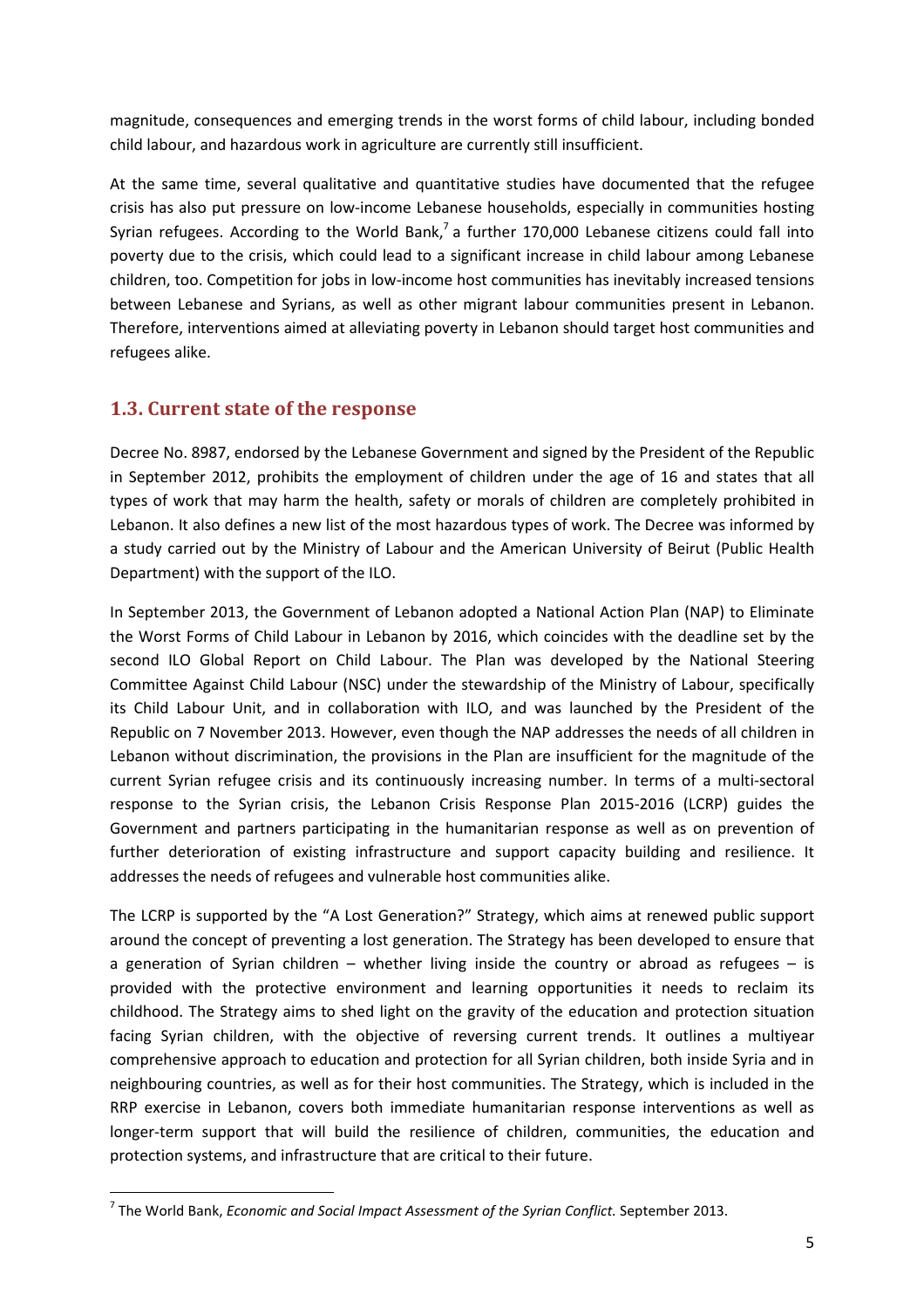magnitude, consequences and emerging trends in the worst forms of child labour, including bonded child labour, and hazardous work in agriculture are currently still insufficient.

At the same time, several qualitative and quantitative studies have documented that the refugee crisis has also put pressure on low-income Lebanese households, especially in communities hosting Syrian refugees. According to the World Bank,[7] a further 170,000 Lebanese citizens could fall into poverty due to the crisis, which could lead to a significant increase in child labour among Lebanese children, too. Competition for jobs in low-income host communities has inevitably increased tensions between Lebanese and Syrians, as well as other migrant labour communities present in Lebanon. Therefore, interventions aimed at alleviating poverty in Lebanon should target host communities and refugees alike.

## 1.3. Current state of the response

Decree No. 8987, endorsed by the Lebanese Government and signed by the President of the Republic in September 2012, prohibits the employment of children under the age of 16 and states that all types of work that may harm the health, safety or morals of children are completely prohibited in Lebanon. It also defines a new list of the most hazardous types of work. The Decree was informed by a study carried out by the Ministry of Labour and the American University of Beirut (Public Health Department) with the support of the ILO.

In September 2013, the Government of Lebanon adopted a National Action Plan (NAP) to Eliminate the Worst Forms of Child Labour in Lebanon by 2016, which coincides with the deadline set by the second ILO Global Report on Child Labour. The Plan was developed by the National Steering Committee Against Child Labour (NSC) under the stewardship of the Ministry of Labour, specifically its Child Labour Unit, and in collaboration with ILO, and was launched by the President of the Republic on 7 November 2013. However, even though the NAP addresses the needs of all children in Lebanon without discrimination, the provisions in the Plan are insufficient for the magnitude of the current Syrian refugee crisis and its continuously increasing number. In terms of a multi-sectoral response to the Syrian crisis, the Lebanon Crisis Response Plan 2015-2016 (LCRP) guides the Government and partners participating in the humanitarian response as well as on prevention of further deterioration of existing infrastructure and support capacity building and resilience. It addresses the needs of refugees and vulnerable host communities alike.

The LCRP is supported by the "A Lost Generation?" Strategy, which aims at renewed public support around the concept of preventing a lost generation. The Strategy has been developed to ensure that a generation of Syrian children – whether living inside the country or abroad as refugees – is provided with the protective environment and learning opportunities it needs to reclaim its childhood. The Strategy aims to shed light on the gravity of the education and protection situation facing Syrian children, with the objective of reversing current trends. It outlines a multiyear comprehensive approach to education and protection for all Syrian children, both inside Syria and in neighbouring countries, as well as for their host communities. The Strategy, which is included in the RRP exercise in Lebanon, covers both immediate humanitarian response interventions as well as longer-term support that will build the resilience of children, communities, the education and protection systems, and infrastructure that are critical to their future.

---

[7] The World Bank, *Economic and Social Impact Assessment of the Syrian Conflict.* September 2013.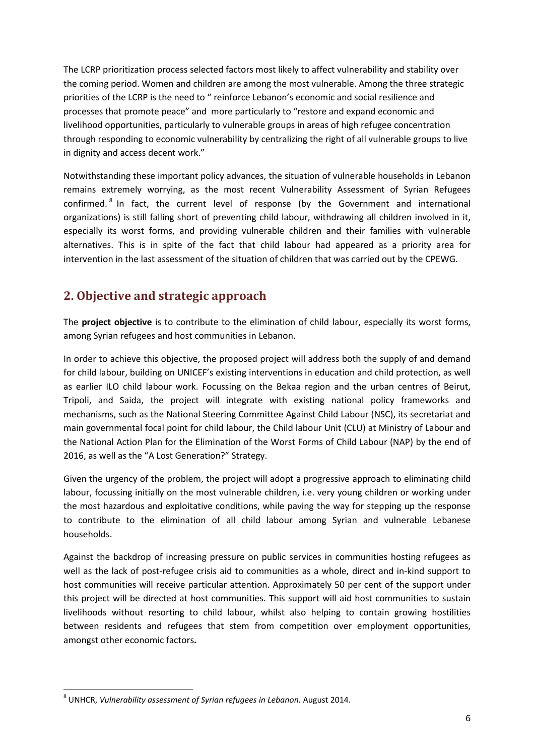The LCRP prioritization process selected factors most likely to affect vulnerability and stability over the coming period. Women and children are among the most vulnerable. Among the three strategic priorities of the LCRP is the need to " reinforce Lebanon's economic and social resilience and processes that promote peace" and more particularly to "restore and expand economic and livelihood opportunities, particularly to vulnerable groups in areas of high refugee concentration through responding to economic vulnerability by centralizing the right of all vulnerable groups to live in dignity and access decent work."

Notwithstanding these important policy advances, the situation of vulnerable households in Lebanon remains extremely worrying, as the most recent Vulnerability Assessment of Syrian Refugees confirmed.[8] In fact, the current level of response (by the Government and international organizations) is still falling short of preventing child labour, withdrawing all children involved in it, especially its worst forms, and providing vulnerable children and their families with vulnerable alternatives. This is in spite of the fact that child labour had appeared as a priority area for intervention in the last assessment of the situation of children that was carried out by the CPEWG.

## 2. Objective and strategic approach

The **project objective** is to contribute to the elimination of child labour, especially its worst forms, among Syrian refugees and host communities in Lebanon.

In order to achieve this objective, the proposed project will address both the supply of and demand for child labour, building on UNICEF's existing interventions in education and child protection, as well as earlier ILO child labour work. Focussing on the Bekaa region and the urban centres of Beirut, Tripoli, and Saida, the project will integrate with existing national policy frameworks and mechanisms, such as the National Steering Committee Against Child Labour (NSC), its secretariat and main governmental focal point for child labour, the Child labour Unit (CLU) at Ministry of Labour and the National Action Plan for the Elimination of the Worst Forms of Child Labour (NAP) by the end of 2016, as well as the "A Lost Generation?" Strategy.

Given the urgency of the problem, the project will adopt a progressive approach to eliminating child labour, focussing initially on the most vulnerable children, i.e. very young children or working under the most hazardous and exploitative conditions, while paving the way for stepping up the response to contribute to the elimination of all child labour among Syrian and vulnerable Lebanese households.

Against the backdrop of increasing pressure on public services in communities hosting refugees as well as the lack of post-refugee crisis aid to communities as a whole, direct and in-kind support to host communities will receive particular attention. Approximately 50 per cent of the support under this project will be directed at host communities. This support will aid host communities to sustain livelihoods without resorting to child labour, whilst also helping to contain growing hostilities between residents and refugees that stem from competition over employment opportunities, amongst other economic factors**.**

---

[8] UNHCR, *Vulnerability assessment of Syrian refugees in Lebanon.* August 2014.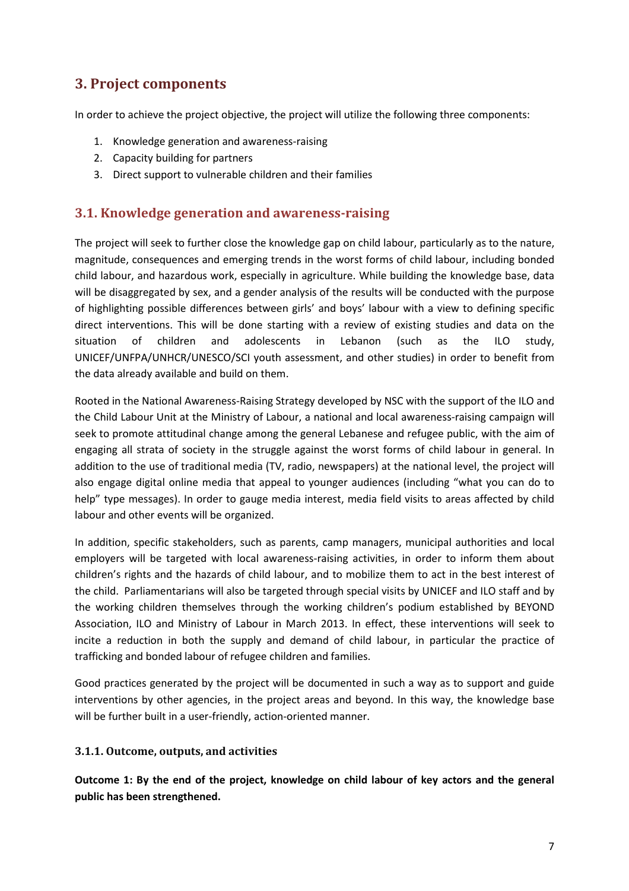## 3. Project components

In order to achieve the project objective, the project will utilize the following three components:

1. Knowledge generation and awareness-raising
2. Capacity building for partners
3. Direct support to vulnerable children and their families

### 3.1. Knowledge generation and awareness-raising

The project will seek to further close the knowledge gap on child labour, particularly as to the nature, magnitude, consequences and emerging trends in the worst forms of child labour, including bonded child labour, and hazardous work, especially in agriculture. While building the knowledge base, data will be disaggregated by sex, and a gender analysis of the results will be conducted with the purpose of highlighting possible differences between girls' and boys' labour with a view to defining specific direct interventions. This will be done starting with a review of existing studies and data on the situation of children and adolescents in Lebanon (such as the ILO study, UNICEF/UNFPA/UNHCR/UNESCO/SCI youth assessment, and other studies) in order to benefit from the data already available and build on them.

Rooted in the National Awareness-Raising Strategy developed by NSC with the support of the ILO and the Child Labour Unit at the Ministry of Labour, a national and local awareness-raising campaign will seek to promote attitudinal change among the general Lebanese and refugee public, with the aim of engaging all strata of society in the struggle against the worst forms of child labour in general. In addition to the use of traditional media (TV, radio, newspapers) at the national level, the project will also engage digital online media that appeal to younger audiences (including "what you can do to help" type messages). In order to gauge media interest, media field visits to areas affected by child labour and other events will be organized.

In addition, specific stakeholders, such as parents, camp managers, municipal authorities and local employers will be targeted with local awareness-raising activities, in order to inform them about children's rights and the hazards of child labour, and to mobilize them to act in the best interest of the child. Parliamentarians will also be targeted through special visits by UNICEF and ILO staff and by the working children themselves through the working children's podium established by BEYOND Association, ILO and Ministry of Labour in March 2013. In effect, these interventions will seek to incite a reduction in both the supply and demand of child labour, in particular the practice of trafficking and bonded labour of refugee children and families.

Good practices generated by the project will be documented in such a way as to support and guide interventions by other agencies, in the project areas and beyond. In this way, the knowledge base will be further built in a user-friendly, action-oriented manner.

#### 3.1.1. Outcome, outputs, and activities

**Outcome 1: By the end of the project, knowledge on child labour of key actors and the general public has been strengthened.**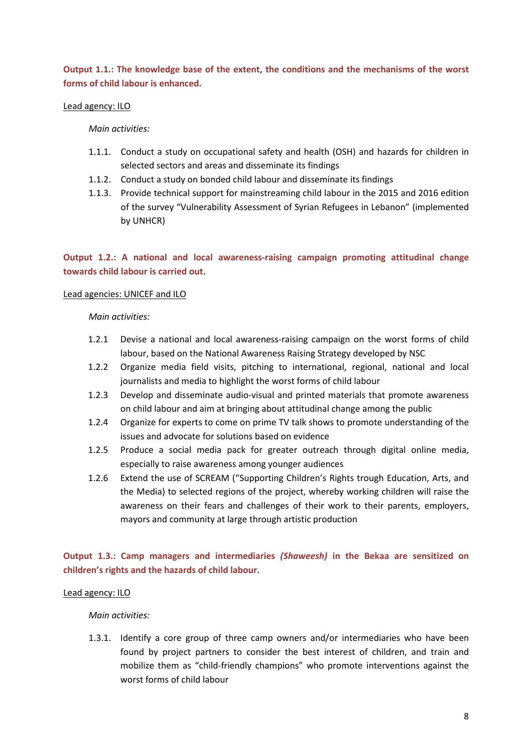**Output 1.1.: The knowledge base of the extent, the conditions and the mechanisms of the worst forms of child labour is enhanced.**

Lead agency: ILO

*Main activities:*

1.1.1. Conduct a study on occupational safety and health (OSH) and hazards for children in selected sectors and areas and disseminate its findings

1.1.2. Conduct a study on bonded child labour and disseminate its findings

1.1.3. Provide technical support for mainstreaming child labour in the 2015 and 2016 edition of the survey "Vulnerability Assessment of Syrian Refugees in Lebanon" (implemented by UNHCR)

**Output 1.2.: A national and local awareness-raising campaign promoting attitudinal change towards child labour is carried out.**

Lead agencies: UNICEF and ILO

*Main activities:*

1.2.1 Devise a national and local awareness-raising campaign on the worst forms of child labour, based on the National Awareness Raising Strategy developed by NSC

1.2.2 Organize media field visits, pitching to international, regional, national and local journalists and media to highlight the worst forms of child labour

1.2.3 Develop and disseminate audio-visual and printed materials that promote awareness on child labour and aim at bringing about attitudinal change among the public

1.2.4 Organize for experts to come on prime TV talk shows to promote understanding of the issues and advocate for solutions based on evidence

1.2.5 Produce a social media pack for greater outreach through digital online media, especially to raise awareness among younger audiences

1.2.6 Extend the use of SCREAM ("Supporting Children's Rights trough Education, Arts, and the Media) to selected regions of the project, whereby working children will raise the awareness on their fears and challenges of their work to their parents, employers, mayors and community at large through artistic production

**Output 1.3.: Camp managers and intermediaries *(Shaweesh)* in the Bekaa are sensitized on children's rights and the hazards of child labour.**

Lead agency: ILO

*Main activities:*

1.3.1. Identify a core group of three camp owners and/or intermediaries who have been found by project partners to consider the best interest of children, and train and mobilize them as "child-friendly champions" who promote interventions against the worst forms of child labour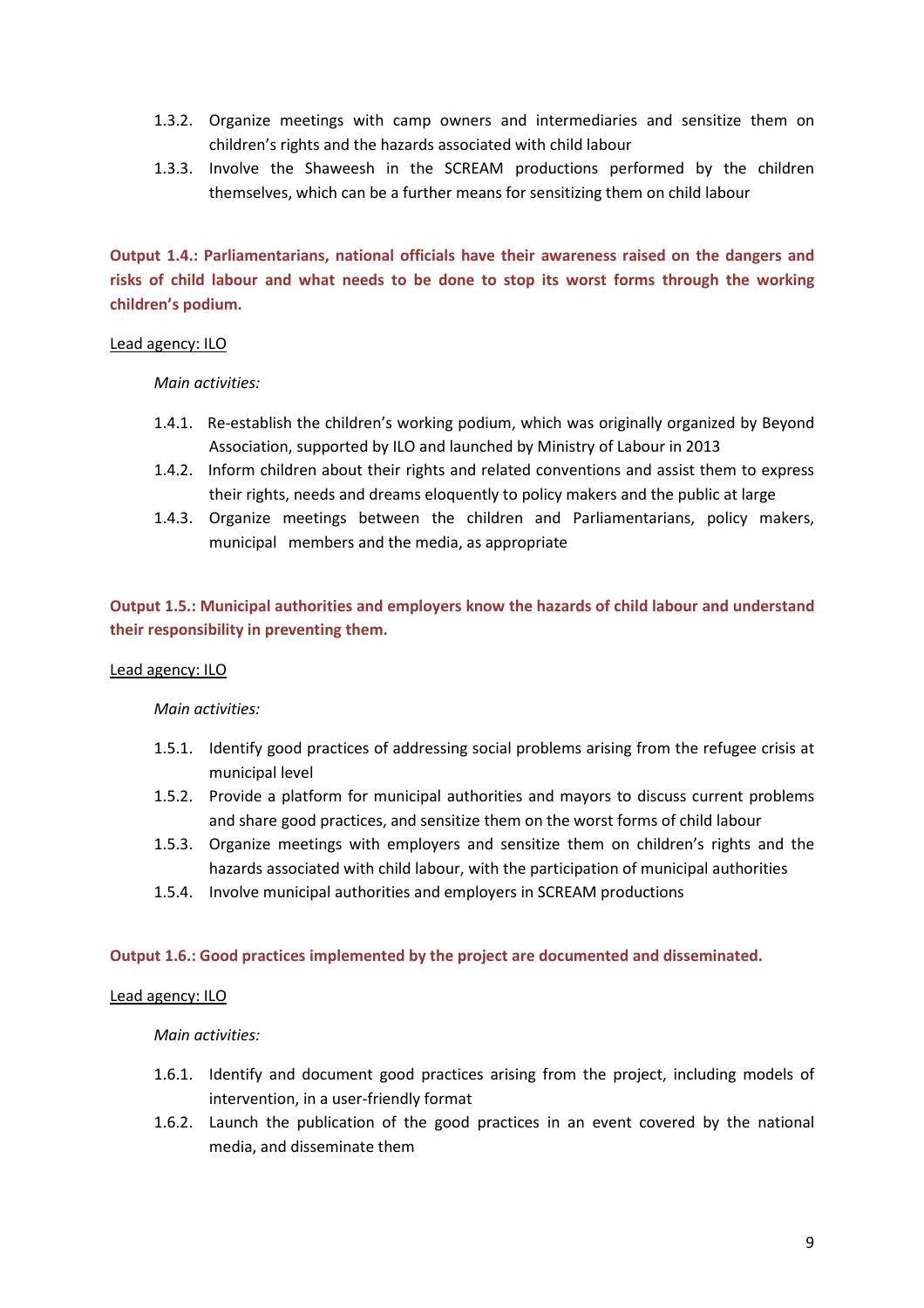1.3.2. Organize meetings with camp owners and intermediaries and sensitize them on children's rights and the hazards associated with child labour
1.3.3. Involve the Shaweesh in the SCREAM productions performed by the children themselves, which can be a further means for sensitizing them on child labour

**Output 1.4.: Parliamentarians, national officials have their awareness raised on the dangers and risks of child labour and what needs to be done to stop its worst forms through the working children's podium.**

<u>Lead agency: ILO</u>

*Main activities:*

1.4.1. Re-establish the children's working podium, which was originally organized by Beyond Association, supported by ILO and launched by Ministry of Labour in 2013
1.4.2. Inform children about their rights and related conventions and assist them to express their rights, needs and dreams eloquently to policy makers and the public at large
1.4.3. Organize meetings between the children and Parliamentarians, policy makers, municipal members and the media, as appropriate

**Output 1.5.: Municipal authorities and employers know the hazards of child labour and understand their responsibility in preventing them.**

<u>Lead agency: ILO</u>

*Main activities:*

1.5.1. Identify good practices of addressing social problems arising from the refugee crisis at municipal level
1.5.2. Provide a platform for municipal authorities and mayors to discuss current problems and share good practices, and sensitize them on the worst forms of child labour
1.5.3. Organize meetings with employers and sensitize them on children's rights and the hazards associated with child labour, with the participation of municipal authorities
1.5.4. Involve municipal authorities and employers in SCREAM productions

**Output 1.6.: Good practices implemented by the project are documented and disseminated.**

<u>Lead agency: ILO</u>

*Main activities:*

1.6.1. Identify and document good practices arising from the project, including models of intervention, in a user-friendly format
1.6.2. Launch the publication of the good practices in an event covered by the national media, and disseminate them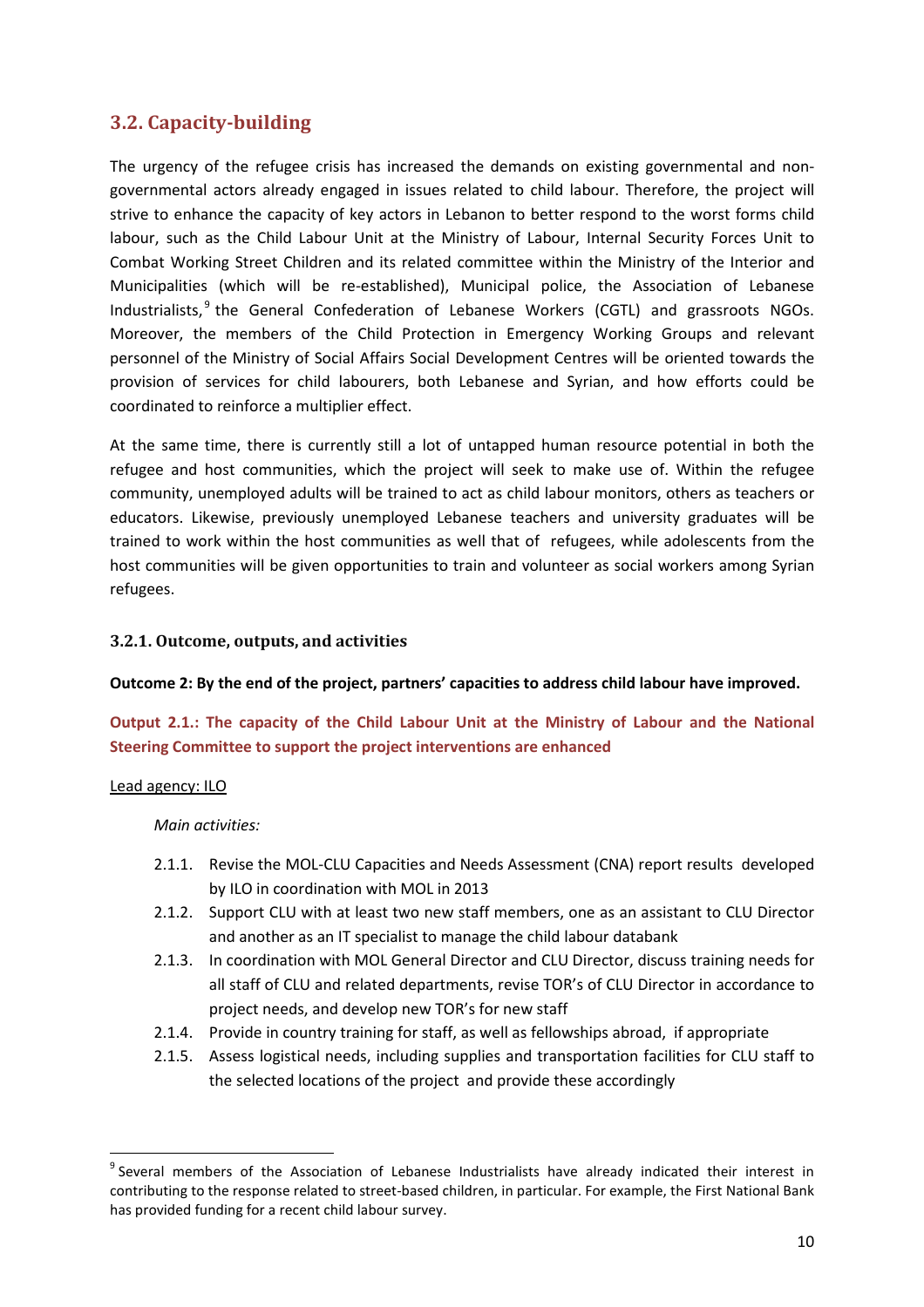## 3.2. Capacity-building

The urgency of the refugee crisis has increased the demands on existing governmental and non-governmental actors already engaged in issues related to child labour. Therefore, the project will strive to enhance the capacity of key actors in Lebanon to better respond to the worst forms child labour, such as the Child Labour Unit at the Ministry of Labour, Internal Security Forces Unit to Combat Working Street Children and its related committee within the Ministry of the Interior and Municipalities (which will be re-established), Municipal police, the Association of Lebanese Industrialists,[9] the General Confederation of Lebanese Workers (CGTL) and grassroots NGOs. Moreover, the members of the Child Protection in Emergency Working Groups and relevant personnel of the Ministry of Social Affairs Social Development Centres will be oriented towards the provision of services for child labourers, both Lebanese and Syrian, and how efforts could be coordinated to reinforce a multiplier effect.

At the same time, there is currently still a lot of untapped human resource potential in both the refugee and host communities, which the project will seek to make use of. Within the refugee community, unemployed adults will be trained to act as child labour monitors, others as teachers or educators. Likewise, previously unemployed Lebanese teachers and university graduates will be trained to work within the host communities as well that of refugees, while adolescents from the host communities will be given opportunities to train and volunteer as social workers among Syrian refugees.

### 3.2.1. Outcome, outputs, and activities

**Outcome 2: By the end of the project, partners' capacities to address child labour have improved.**

**Output 2.1.: The capacity of the Child Labour Unit at the Ministry of Labour and the National Steering Committee to support the project interventions are enhanced**

Lead agency: ILO

*Main activities:*

- 2.1.1. Revise the MOL-CLU Capacities and Needs Assessment (CNA) report results developed by ILO in coordination with MOL in 2013
- 2.1.2. Support CLU with at least two new staff members, one as an assistant to CLU Director and another as an IT specialist to manage the child labour databank
- 2.1.3. In coordination with MOL General Director and CLU Director, discuss training needs for all staff of CLU and related departments, revise TOR's of CLU Director in accordance to project needs, and develop new TOR's for new staff
- 2.1.4. Provide in country training for staff, as well as fellowships abroad, if appropriate
- 2.1.5. Assess logistical needs, including supplies and transportation facilities for CLU staff to the selected locations of the project and provide these accordingly

[9] Several members of the Association of Lebanese Industrialists have already indicated their interest in contributing to the response related to street-based children, in particular. For example, the First National Bank has provided funding for a recent child labour survey.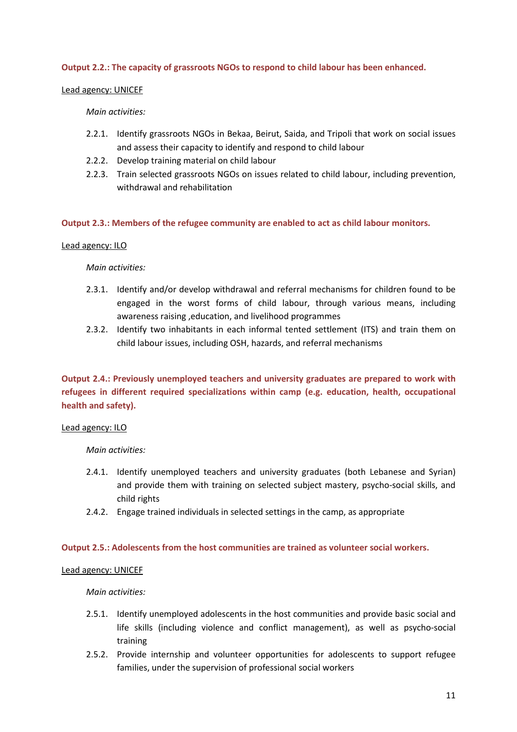**Output 2.2.: The capacity of grassroots NGOs to respond to child labour has been enhanced.**

Lead agency: UNICEF

*Main activities:*

2.2.1. Identify grassroots NGOs in Bekaa, Beirut, Saida, and Tripoli that work on social issues and assess their capacity to identify and respond to child labour
2.2.2. Develop training material on child labour
2.2.3. Train selected grassroots NGOs on issues related to child labour, including prevention, withdrawal and rehabilitation

**Output 2.3.: Members of the refugee community are enabled to act as child labour monitors.**

Lead agency: ILO

*Main activities:*

2.3.1. Identify and/or develop withdrawal and referral mechanisms for children found to be engaged in the worst forms of child labour, through various means, including awareness raising ,education, and livelihood programmes
2.3.2. Identify two inhabitants in each informal tented settlement (ITS) and train them on child labour issues, including OSH, hazards, and referral mechanisms

**Output 2.4.: Previously unemployed teachers and university graduates are prepared to work with refugees in different required specializations within camp (e.g. education, health, occupational health and safety).**

Lead agency: ILO

*Main activities:*

2.4.1. Identify unemployed teachers and university graduates (both Lebanese and Syrian) and provide them with training on selected subject mastery, psycho-social skills, and child rights
2.4.2. Engage trained individuals in selected settings in the camp, as appropriate

**Output 2.5.: Adolescents from the host communities are trained as volunteer social workers.**

Lead agency: UNICEF

*Main activities:*

2.5.1. Identify unemployed adolescents in the host communities and provide basic social and life skills (including violence and conflict management), as well as psycho-social training
2.5.2. Provide internship and volunteer opportunities for adolescents to support refugee families, under the supervision of professional social workers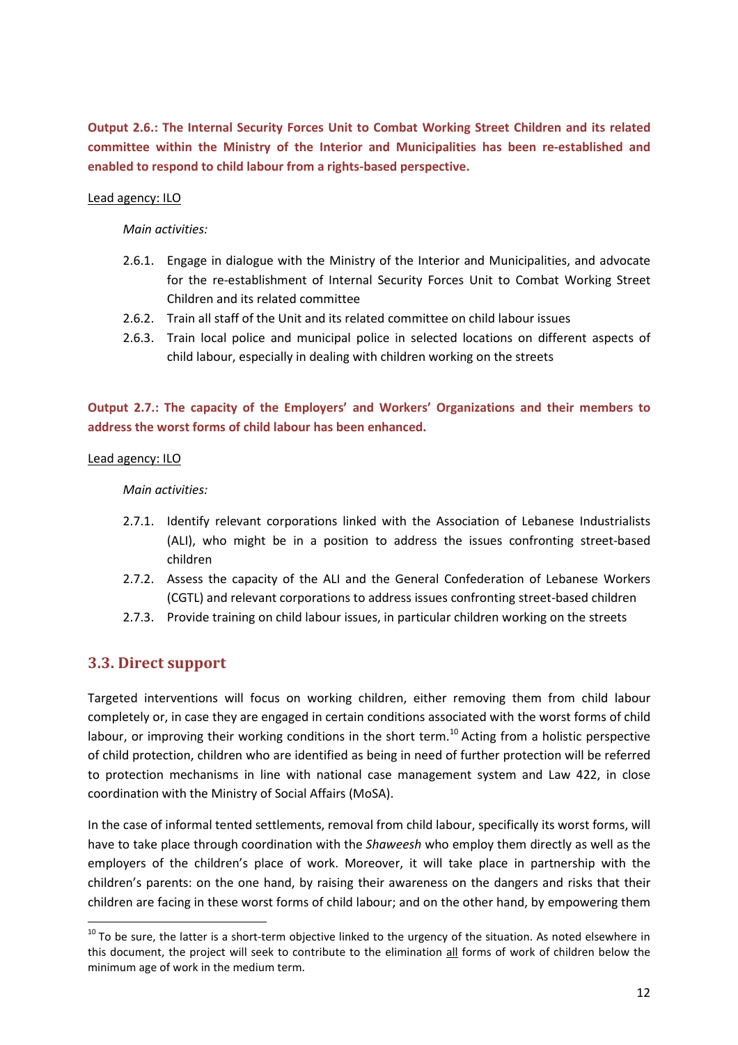**Output 2.6.: The Internal Security Forces Unit to Combat Working Street Children and its related committee within the Ministry of the Interior and Municipalities has been re-established and enabled to respond to child labour from a rights-based perspective.**

Lead agency: ILO

*Main activities:*

2.6.1. Engage in dialogue with the Ministry of the Interior and Municipalities, and advocate for the re-establishment of Internal Security Forces Unit to Combat Working Street Children and its related committee

2.6.2. Train all staff of the Unit and its related committee on child labour issues

2.6.3. Train local police and municipal police in selected locations on different aspects of child labour, especially in dealing with children working on the streets

**Output 2.7.: The capacity of the Employers' and Workers' Organizations and their members to address the worst forms of child labour has been enhanced.**

Lead agency: ILO

*Main activities:*

2.7.1. Identify relevant corporations linked with the Association of Lebanese Industrialists (ALI), who might be in a position to address the issues confronting street-based children

2.7.2. Assess the capacity of the ALI and the General Confederation of Lebanese Workers (CGTL) and relevant corporations to address issues confronting street-based children

2.7.3. Provide training on child labour issues, in particular children working on the streets

## 3.3. Direct support

Targeted interventions will focus on working children, either removing them from child labour completely or, in case they are engaged in certain conditions associated with the worst forms of child labour, or improving their working conditions in the short term.[10] Acting from a holistic perspective of child protection, children who are identified as being in need of further protection will be referred to protection mechanisms in line with national case management system and Law 422, in close coordination with the Ministry of Social Affairs (MoSA).

In the case of informal tented settlements, removal from child labour, specifically its worst forms, will have to take place through coordination with the *Shaweesh* who employ them directly as well as the employers of the children's place of work. Moreover, it will take place in partnership with the children's parents: on the one hand, by raising their awareness on the dangers and risks that their children are facing in these worst forms of child labour; and on the other hand, by empowering them

[10] To be sure, the latter is a short-term objective linked to the urgency of the situation. As noted elsewhere in this document, the project will seek to contribute to the elimination all forms of work of children below the minimum age of work in the medium term.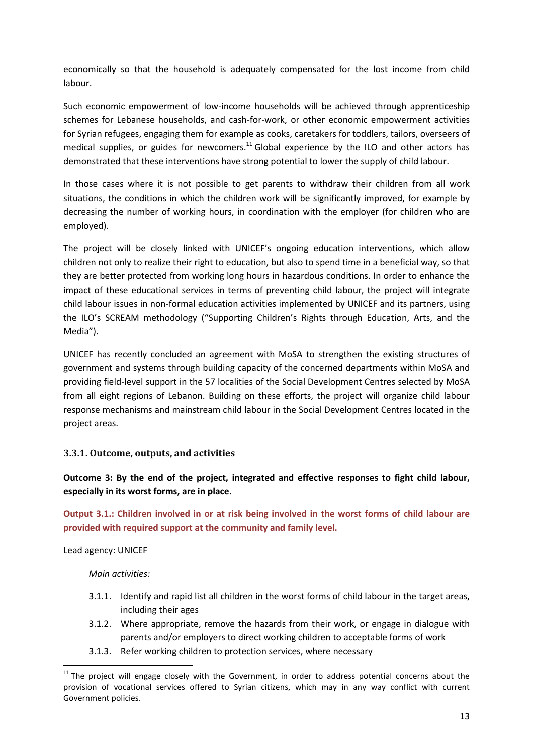economically so that the household is adequately compensated for the lost income from child labour.

Such economic empowerment of low-income households will be achieved through apprenticeship schemes for Lebanese households, and cash-for-work, or other economic empowerment activities for Syrian refugees, engaging them for example as cooks, caretakers for toddlers, tailors, overseers of medical supplies, or guides for newcomers.[11] Global experience by the ILO and other actors has demonstrated that these interventions have strong potential to lower the supply of child labour.

In those cases where it is not possible to get parents to withdraw their children from all work situations, the conditions in which the children work will be significantly improved, for example by decreasing the number of working hours, in coordination with the employer (for children who are employed).

The project will be closely linked with UNICEF's ongoing education interventions, which allow children not only to realize their right to education, but also to spend time in a beneficial way, so that they are better protected from working long hours in hazardous conditions. In order to enhance the impact of these educational services in terms of preventing child labour, the project will integrate child labour issues in non-formal education activities implemented by UNICEF and its partners, using the ILO's SCREAM methodology ("Supporting Children's Rights through Education, Arts, and the Media").

UNICEF has recently concluded an agreement with MoSA to strengthen the existing structures of government and systems through building capacity of the concerned departments within MoSA and providing field-level support in the 57 localities of the Social Development Centres selected by MoSA from all eight regions of Lebanon. Building on these efforts, the project will organize child labour response mechanisms and mainstream child labour in the Social Development Centres located in the project areas.

### 3.3.1. Outcome, outputs, and activities

**Outcome 3: By the end of the project, integrated and effective responses to fight child labour, especially in its worst forms, are in place.**

**Output 3.1.: Children involved in or at risk being involved in the worst forms of child labour are provided with required support at the community and family level.**

Lead agency: UNICEF

*Main activities:*

- 3.1.1. Identify and rapid list all children in the worst forms of child labour in the target areas, including their ages
- 3.1.2. Where appropriate, remove the hazards from their work, or engage in dialogue with parents and/or employers to direct working children to acceptable forms of work
- 3.1.3. Refer working children to protection services, where necessary

[11] The project will engage closely with the Government, in order to address potential concerns about the provision of vocational services offered to Syrian citizens, which may in any way conflict with current Government policies.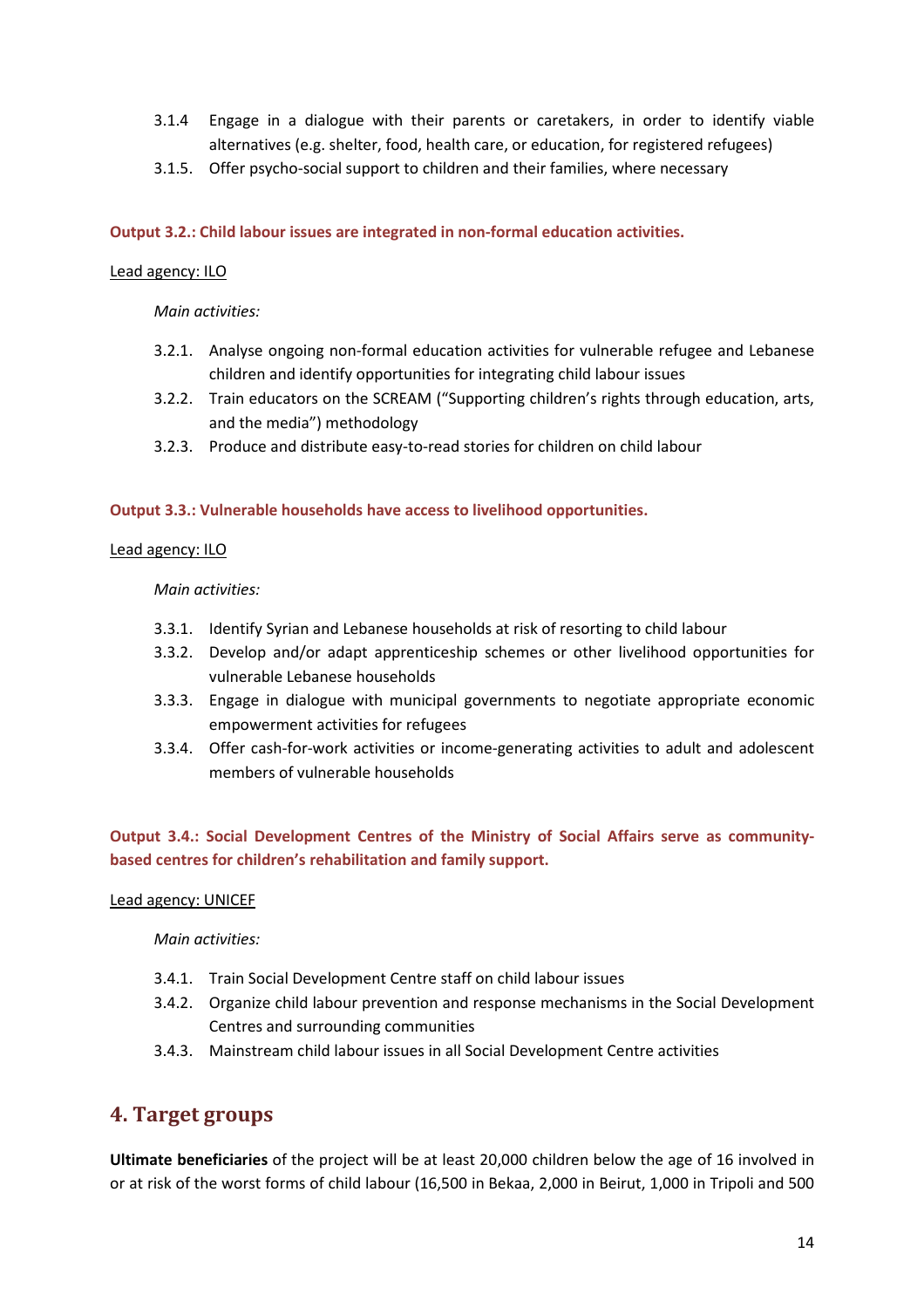3.1.4 Engage in a dialogue with their parents or caretakers, in order to identify viable alternatives (e.g. shelter, food, health care, or education, for registered refugees)

3.1.5. Offer psycho-social support to children and their families, where necessary

**Output 3.2.: Child labour issues are integrated in non-formal education activities.**

Lead agency: ILO

*Main activities:*

3.2.1. Analyse ongoing non-formal education activities for vulnerable refugee and Lebanese children and identify opportunities for integrating child labour issues

3.2.2. Train educators on the SCREAM ("Supporting children's rights through education, arts, and the media") methodology

3.2.3. Produce and distribute easy-to-read stories for children on child labour

**Output 3.3.: Vulnerable households have access to livelihood opportunities.**

Lead agency: ILO

*Main activities:*

3.3.1. Identify Syrian and Lebanese households at risk of resorting to child labour

3.3.2. Develop and/or adapt apprenticeship schemes or other livelihood opportunities for vulnerable Lebanese households

3.3.3. Engage in dialogue with municipal governments to negotiate appropriate economic empowerment activities for refugees

3.3.4. Offer cash-for-work activities or income-generating activities to adult and adolescent members of vulnerable households

**Output 3.4.: Social Development Centres of the Ministry of Social Affairs serve as community-based centres for children's rehabilitation and family support.**

Lead agency: UNICEF

*Main activities:*

3.4.1. Train Social Development Centre staff on child labour issues

3.4.2. Organize child labour prevention and response mechanisms in the Social Development Centres and surrounding communities

3.4.3. Mainstream child labour issues in all Social Development Centre activities

## 4. Target groups

**Ultimate beneficiaries** of the project will be at least 20,000 children below the age of 16 involved in or at risk of the worst forms of child labour (16,500 in Bekaa, 2,000 in Beirut, 1,000 in Tripoli and 500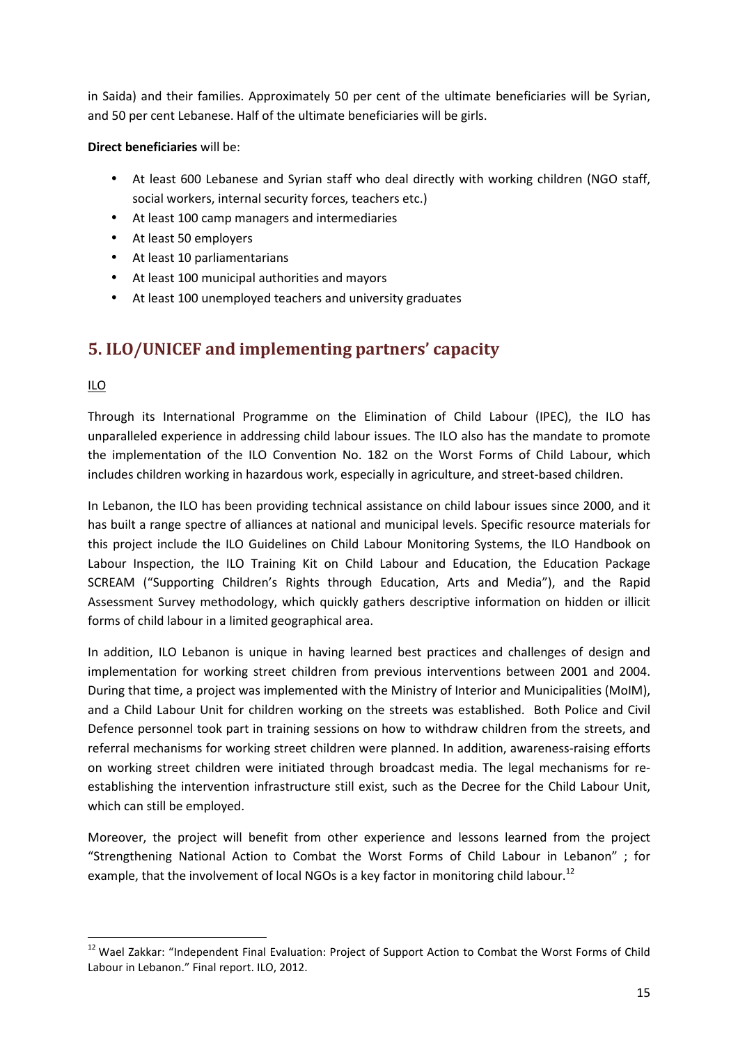in Saida) and their families. Approximately 50 per cent of the ultimate beneficiaries will be Syrian, and 50 per cent Lebanese. Half of the ultimate beneficiaries will be girls.

**Direct beneficiaries** will be:

- At least 600 Lebanese and Syrian staff who deal directly with working children (NGO staff, social workers, internal security forces, teachers etc.)
- At least 100 camp managers and intermediaries
- At least 50 employers
- At least 10 parliamentarians
- At least 100 municipal authorities and mayors
- At least 100 unemployed teachers and university graduates

## 5. ILO/UNICEF and implementing partners' capacity

ILO

Through its International Programme on the Elimination of Child Labour (IPEC), the ILO has unparalleled experience in addressing child labour issues. The ILO also has the mandate to promote the implementation of the ILO Convention No. 182 on the Worst Forms of Child Labour, which includes children working in hazardous work, especially in agriculture, and street-based children.

In Lebanon, the ILO has been providing technical assistance on child labour issues since 2000, and it has built a range spectre of alliances at national and municipal levels. Specific resource materials for this project include the ILO Guidelines on Child Labour Monitoring Systems, the ILO Handbook on Labour Inspection, the ILO Training Kit on Child Labour and Education, the Education Package SCREAM ("Supporting Children's Rights through Education, Arts and Media"), and the Rapid Assessment Survey methodology, which quickly gathers descriptive information on hidden or illicit forms of child labour in a limited geographical area.

In addition, ILO Lebanon is unique in having learned best practices and challenges of design and implementation for working street children from previous interventions between 2001 and 2004. During that time, a project was implemented with the Ministry of Interior and Municipalities (MoIM), and a Child Labour Unit for children working on the streets was established. Both Police and Civil Defence personnel took part in training sessions on how to withdraw children from the streets, and referral mechanisms for working street children were planned. In addition, awareness-raising efforts on working street children were initiated through broadcast media. The legal mechanisms for re-establishing the intervention infrastructure still exist, such as the Decree for the Child Labour Unit, which can still be employed.

Moreover, the project will benefit from other experience and lessons learned from the project "Strengthening National Action to Combat the Worst Forms of Child Labour in Lebanon" ; for example, that the involvement of local NGOs is a key factor in monitoring child labour.[12]

[12] Wael Zakkar: "Independent Final Evaluation: Project of Support Action to Combat the Worst Forms of Child Labour in Lebanon." Final report. ILO, 2012.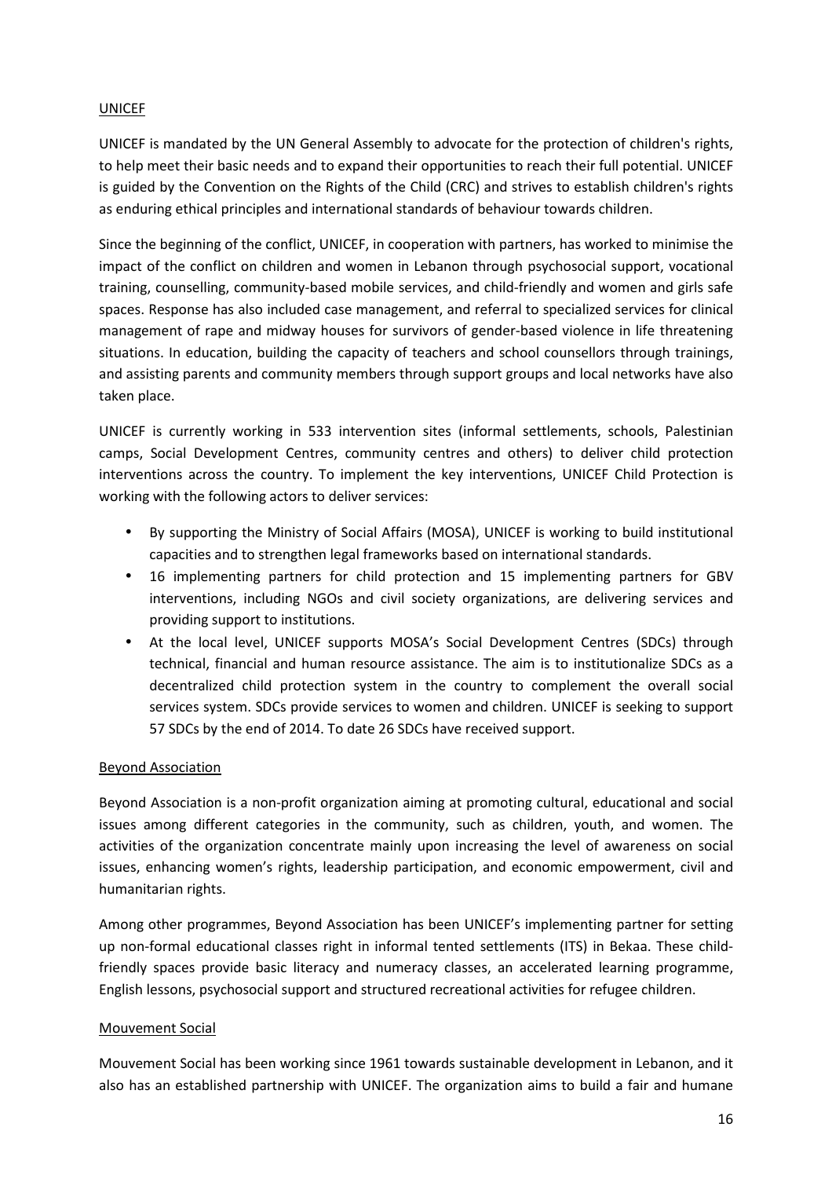UNICEF

UNICEF is mandated by the UN General Assembly to advocate for the protection of children's rights, to help meet their basic needs and to expand their opportunities to reach their full potential. UNICEF is guided by the Convention on the Rights of the Child (CRC) and strives to establish children's rights as enduring ethical principles and international standards of behaviour towards children.

Since the beginning of the conflict, UNICEF, in cooperation with partners, has worked to minimise the impact of the conflict on children and women in Lebanon through psychosocial support, vocational training, counselling, community-based mobile services, and child-friendly and women and girls safe spaces. Response has also included case management, and referral to specialized services for clinical management of rape and midway houses for survivors of gender-based violence in life threatening situations. In education, building the capacity of teachers and school counsellors through trainings, and assisting parents and community members through support groups and local networks have also taken place.

UNICEF is currently working in 533 intervention sites (informal settlements, schools, Palestinian camps, Social Development Centres, community centres and others) to deliver child protection interventions across the country. To implement the key interventions, UNICEF Child Protection is working with the following actors to deliver services:

- By supporting the Ministry of Social Affairs (MOSA), UNICEF is working to build institutional capacities and to strengthen legal frameworks based on international standards.
- 16 implementing partners for child protection and 15 implementing partners for GBV interventions, including NGOs and civil society organizations, are delivering services and providing support to institutions.
- At the local level, UNICEF supports MOSA's Social Development Centres (SDCs) through technical, financial and human resource assistance. The aim is to institutionalize SDCs as a decentralized child protection system in the country to complement the overall social services system. SDCs provide services to women and children. UNICEF is seeking to support 57 SDCs by the end of 2014. To date 26 SDCs have received support.

Beyond Association

Beyond Association is a non-profit organization aiming at promoting cultural, educational and social issues among different categories in the community, such as children, youth, and women. The activities of the organization concentrate mainly upon increasing the level of awareness on social issues, enhancing women's rights, leadership participation, and economic empowerment, civil and humanitarian rights.

Among other programmes, Beyond Association has been UNICEF's implementing partner for setting up non-formal educational classes right in informal tented settlements (ITS) in Bekaa. These child-friendly spaces provide basic literacy and numeracy classes, an accelerated learning programme, English lessons, psychosocial support and structured recreational activities for refugee children.

Mouvement Social

Mouvement Social has been working since 1961 towards sustainable development in Lebanon, and it also has an established partnership with UNICEF. The organization aims to build a fair and humane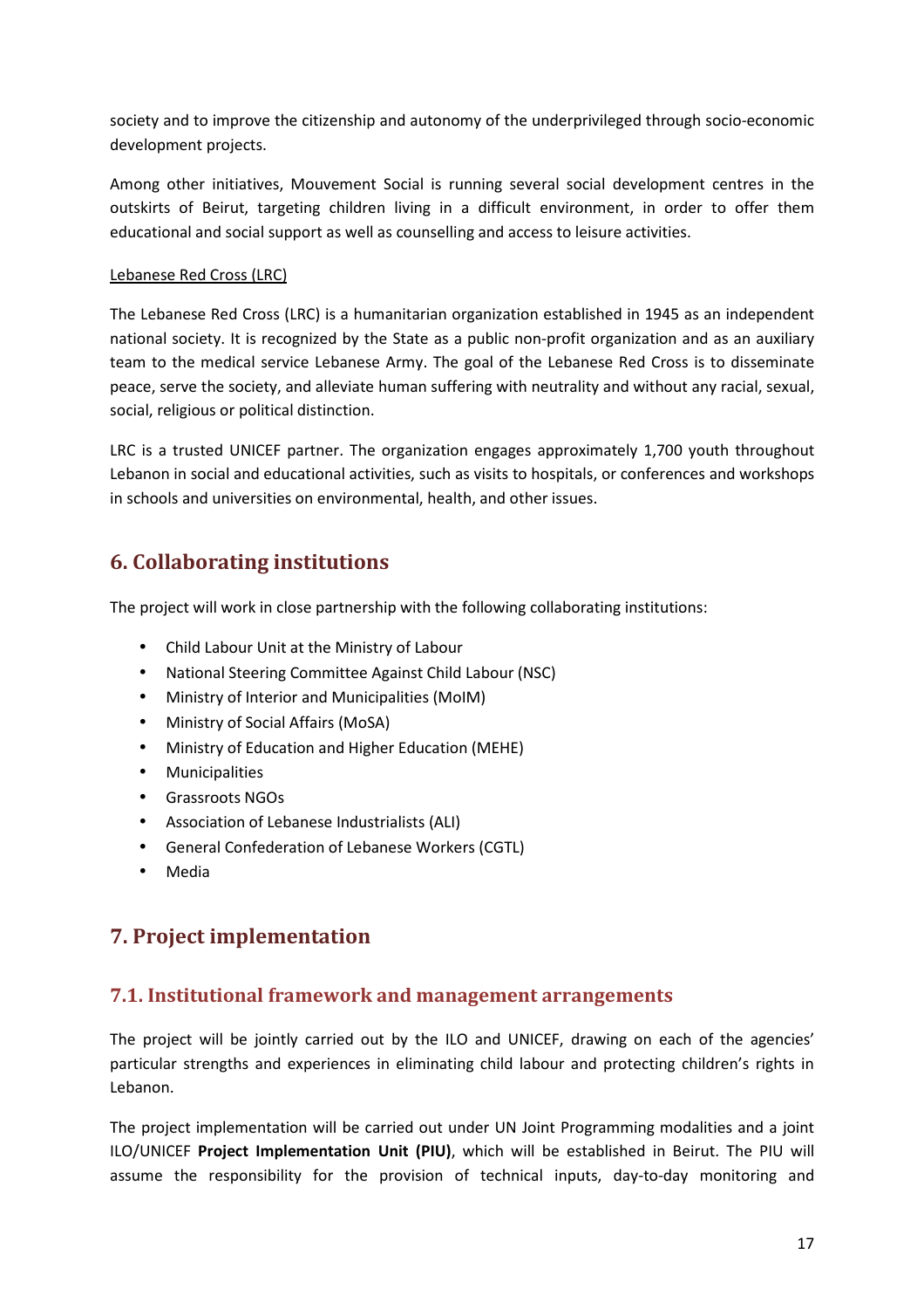society and to improve the citizenship and autonomy of the underprivileged through socio-economic development projects.

Among other initiatives, Mouvement Social is running several social development centres in the outskirts of Beirut, targeting children living in a difficult environment, in order to offer them educational and social support as well as counselling and access to leisure activities.

Lebanese Red Cross (LRC)

The Lebanese Red Cross (LRC) is a humanitarian organization established in 1945 as an independent national society. It is recognized by the State as a public non-profit organization and as an auxiliary team to the medical service Lebanese Army. The goal of the Lebanese Red Cross is to disseminate peace, serve the society, and alleviate human suffering with neutrality and without any racial, sexual, social, religious or political distinction.

LRC is a trusted UNICEF partner. The organization engages approximately 1,700 youth throughout Lebanon in social and educational activities, such as visits to hospitals, or conferences and workshops in schools and universities on environmental, health, and other issues.

## 6. Collaborating institutions

The project will work in close partnership with the following collaborating institutions:

- Child Labour Unit at the Ministry of Labour
- National Steering Committee Against Child Labour (NSC)
- Ministry of Interior and Municipalities (MoIM)
- Ministry of Social Affairs (MoSA)
- Ministry of Education and Higher Education (MEHE)
- Municipalities
- Grassroots NGOs
- Association of Lebanese Industrialists (ALI)
- General Confederation of Lebanese Workers (CGTL)
- Media

## 7. Project implementation

### 7.1. Institutional framework and management arrangements

The project will be jointly carried out by the ILO and UNICEF, drawing on each of the agencies' particular strengths and experiences in eliminating child labour and protecting children's rights in Lebanon.

The project implementation will be carried out under UN Joint Programming modalities and a joint ILO/UNICEF **Project Implementation Unit (PIU)**, which will be established in Beirut. The PIU will assume the responsibility for the provision of technical inputs, day-to-day monitoring and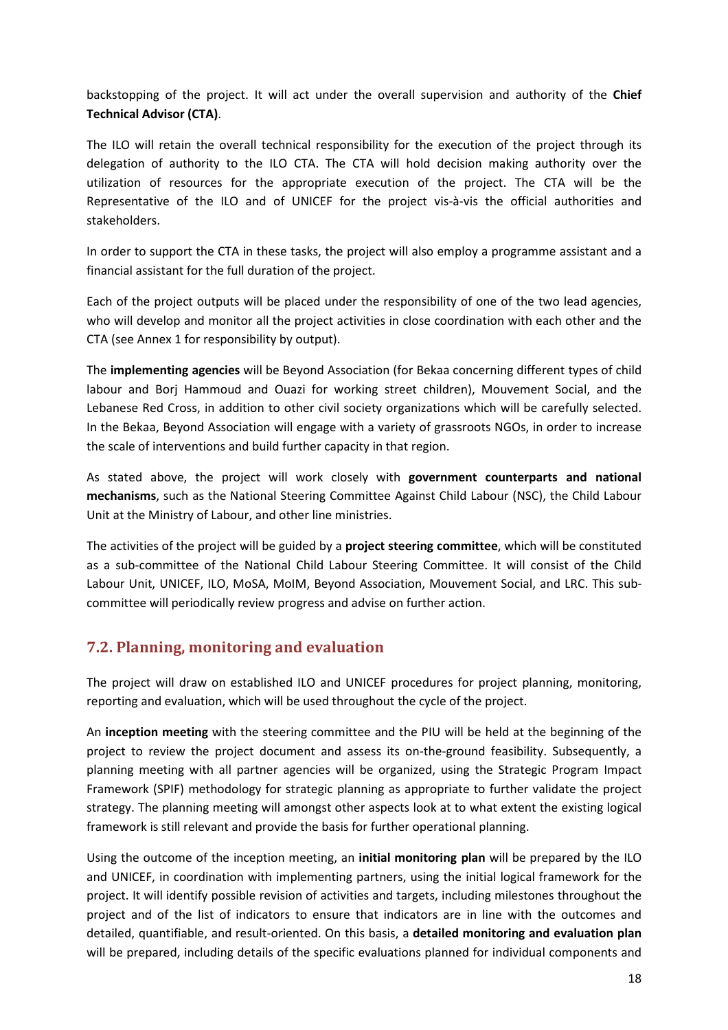backstopping of the project. It will act under the overall supervision and authority of the **Chief Technical Advisor (CTA)**.

The ILO will retain the overall technical responsibility for the execution of the project through its delegation of authority to the ILO CTA. The CTA will hold decision making authority over the utilization of resources for the appropriate execution of the project. The CTA will be the Representative of the ILO and of UNICEF for the project vis-à-vis the official authorities and stakeholders.

In order to support the CTA in these tasks, the project will also employ a programme assistant and a financial assistant for the full duration of the project.

Each of the project outputs will be placed under the responsibility of one of the two lead agencies, who will develop and monitor all the project activities in close coordination with each other and the CTA (see Annex 1 for responsibility by output).

The **implementing agencies** will be Beyond Association (for Bekaa concerning different types of child labour and Borj Hammoud and Ouazi for working street children), Mouvement Social, and the Lebanese Red Cross, in addition to other civil society organizations which will be carefully selected. In the Bekaa, Beyond Association will engage with a variety of grassroots NGOs, in order to increase the scale of interventions and build further capacity in that region.

As stated above, the project will work closely with **government counterparts and national mechanisms**, such as the National Steering Committee Against Child Labour (NSC), the Child Labour Unit at the Ministry of Labour, and other line ministries.

The activities of the project will be guided by a **project steering committee**, which will be constituted as a sub-committee of the National Child Labour Steering Committee. It will consist of the Child Labour Unit, UNICEF, ILO, MoSA, MoIM, Beyond Association, Mouvement Social, and LRC. This sub-committee will periodically review progress and advise on further action.

## 7.2. Planning, monitoring and evaluation

The project will draw on established ILO and UNICEF procedures for project planning, monitoring, reporting and evaluation, which will be used throughout the cycle of the project.

An **inception meeting** with the steering committee and the PIU will be held at the beginning of the project to review the project document and assess its on-the-ground feasibility. Subsequently, a planning meeting with all partner agencies will be organized, using the Strategic Program Impact Framework (SPIF) methodology for strategic planning as appropriate to further validate the project strategy. The planning meeting will amongst other aspects look at to what extent the existing logical framework is still relevant and provide the basis for further operational planning.

Using the outcome of the inception meeting, an **initial monitoring plan** will be prepared by the ILO and UNICEF, in coordination with implementing partners, using the initial logical framework for the project. It will identify possible revision of activities and targets, including milestones throughout the project and of the list of indicators to ensure that indicators are in line with the outcomes and detailed, quantifiable, and result-oriented. On this basis, a **detailed monitoring and evaluation plan** will be prepared, including details of the specific evaluations planned for individual components and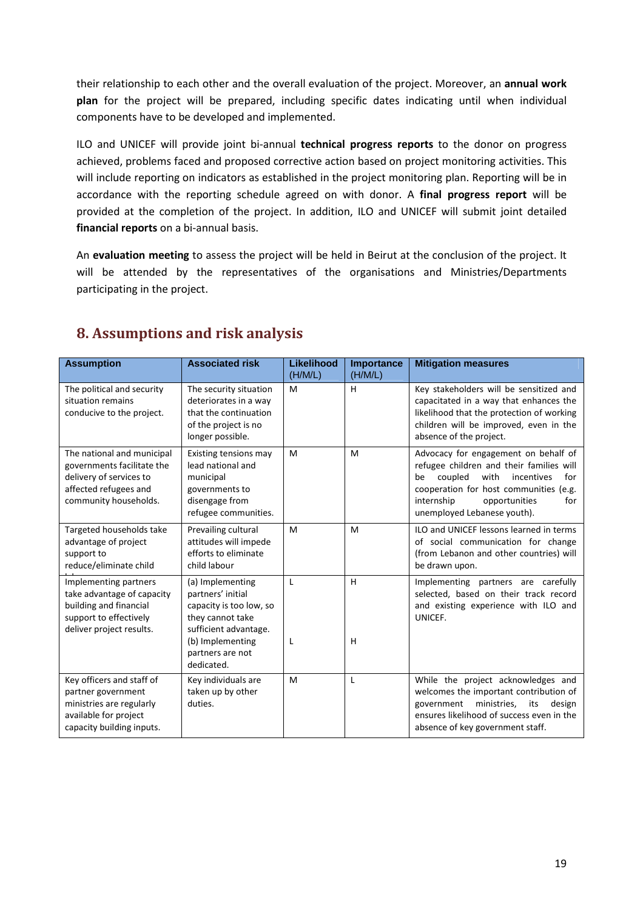their relationship to each other and the overall evaluation of the project. Moreover, an **annual work plan** for the project will be prepared, including specific dates indicating until when individual components have to be developed and implemented.

ILO and UNICEF will provide joint bi-annual **technical progress reports** to the donor on progress achieved, problems faced and proposed corrective action based on project monitoring activities. This will include reporting on indicators as established in the project monitoring plan. Reporting will be in accordance with the reporting schedule agreed on with donor. A **final progress report** will be provided at the completion of the project. In addition, ILO and UNICEF will submit joint detailed **financial reports** on a bi-annual basis.

An **evaluation meeting** to assess the project will be held in Beirut at the conclusion of the project. It will be attended by the representatives of the organisations and Ministries/Departments participating in the project.

## 8. Assumptions and risk analysis

| Assumption | Associated risk | Likelihood (H/M/L) | Importance (H/M/L) | Mitigation measures |
|---|---|---|---|---|
| The political and security situation remains conducive to the project. | The security situation deteriorates in a way that the continuation of the project is no longer possible. | M | H | Key stakeholders will be sensitized and capacitated in a way that enhances the likelihood that the protection of working children will be improved, even in the absence of the project. |
| The national and municipal governments facilitate the delivery of services to affected refugees and community households. | Existing tensions may lead national and municipal governments to disengage from refugee communities. | M | M | Advocacy for engagement on behalf of refugee children and their families will be coupled with incentives for cooperation for host communities (e.g. internship opportunities for unemployed Lebanese youth). |
| Targeted households take advantage of project support to reduce/eliminate child labour | Prevailing cultural attitudes will impede efforts to eliminate child labour | M | M | ILO and UNICEF lessons learned in terms of social communication for change (from Lebanon and other countries) will be drawn upon. |
| Implementing partners take advantage of capacity building and financial support to effectively deliver project results. | (a) Implementing partners' initial capacity is too low, so they cannot take sufficient advantage.<br>(b) Implementing partners are not dedicated. | L<br><br>L | H<br><br>H | Implementing partners are carefully selected, based on their track record and existing experience with ILO and UNICEF. |
| Key officers and staff of partner government ministries are regularly available for project capacity building inputs. | Key individuals are taken up by other duties. | M | L | While the project acknowledges and welcomes the important contribution of government ministries, its design ensures likelihood of success even in the absence of key government staff. |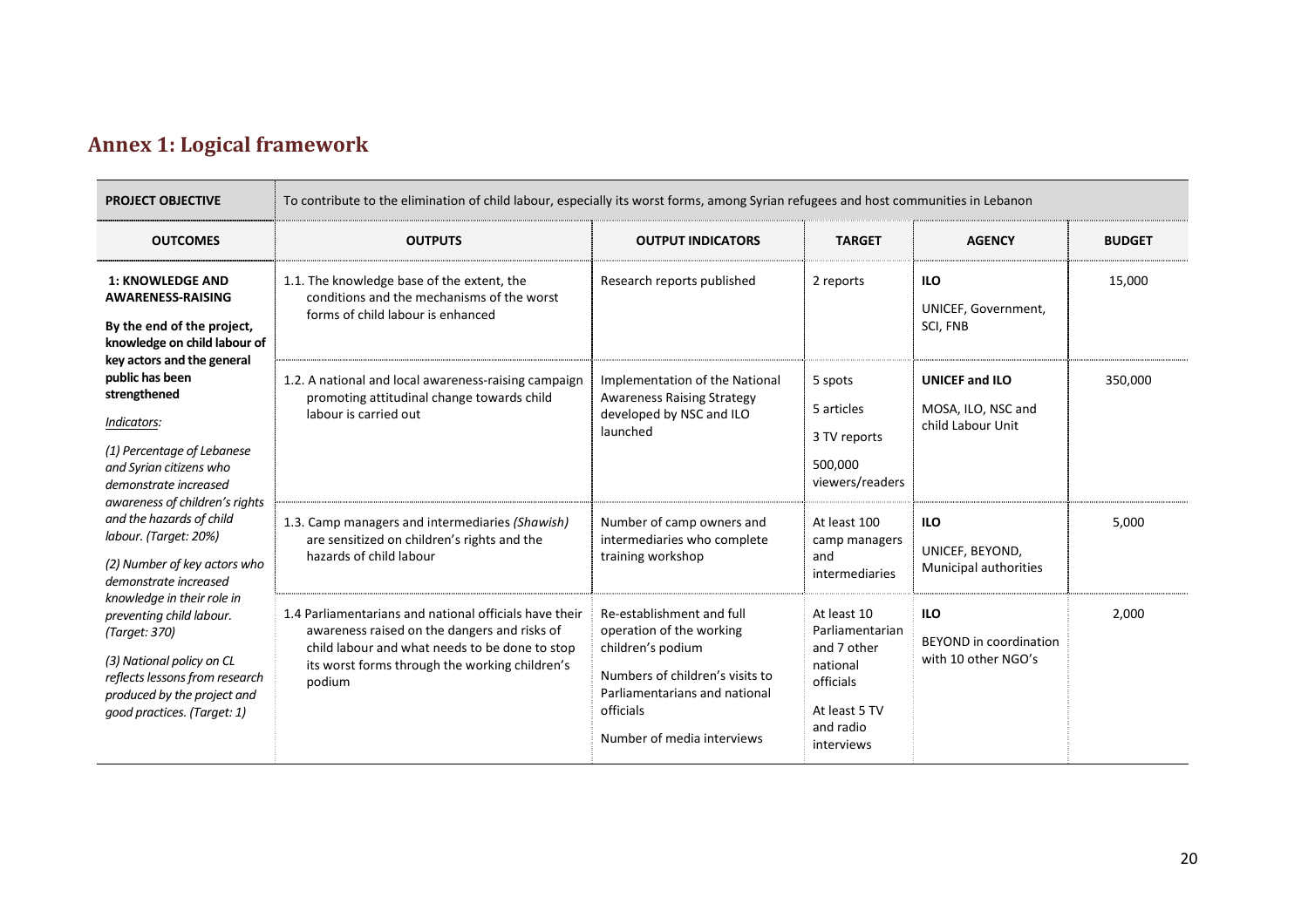## Annex 1: Logical framework

| PROJECT OBJECTIVE | To contribute to the elimination of child labour, especially its worst forms, among Syrian refugees and host communities in Lebanon | | | | |
|---|---|---|---|---|---|
| **OUTCOMES** | **OUTPUTS** | **OUTPUT INDICATORS** | **TARGET** | **AGENCY** | **BUDGET** |
| **1: KNOWLEDGE AND AWARENESS-RAISING**<br><br>**By the end of the project, knowledge on child labour of key actors and the general public has been strengthened**<br><br>*Indicators:*<br><br>*(1) Percentage of Lebanese and Syrian citizens who demonstrate increased awareness of children's rights and the hazards of child labour. (Target: 20%)*<br><br>*(2) Number of key actors who demonstrate increased knowledge in their role in preventing child labour. (Target: 370)*<br><br>*(3) National policy on CL reflects lessons from research produced by the project and good practices. (Target: 1)* | 1.1. The knowledge base of the extent, the conditions and the mechanisms of the worst forms of child labour is enhanced | Research reports published | 2 reports | **ILO**<br><br>UNICEF, Government, SCI, FNB | 15,000 |
| | 1.2. A national and local awareness-raising campaign promoting attitudinal change towards child labour is carried out | Implementation of the National Awareness Raising Strategy developed by NSC and ILO launched | 5 spots<br><br>5 articles<br><br>3 TV reports<br><br>500,000 viewers/readers | **UNICEF and ILO**<br><br>MOSA, ILO, NSC and child Labour Unit | 350,000 |
| | 1.3. Camp managers and intermediaries *(Shawish)* are sensitized on children's rights and the hazards of child labour | Number of camp owners and intermediaries who complete training workshop | At least 100 camp managers and intermediaries | **ILO**<br><br>UNICEF, BEYOND, Municipal authorities | 5,000 |
| | 1.4 Parliamentarians and national officials have their awareness raised on the dangers and risks of child labour and what needs to be done to stop its worst forms through the working children's podium | Re-establishment and full operation of the working children's podium<br><br>Numbers of children's visits to Parliamentarians and national officials<br><br>Number of media interviews | At least 10 Parliamentarian and 7 other national officials<br><br>At least 5 TV and radio interviews | **ILO**<br><br>BEYOND in coordination with 10 other NGO's | 2,000 |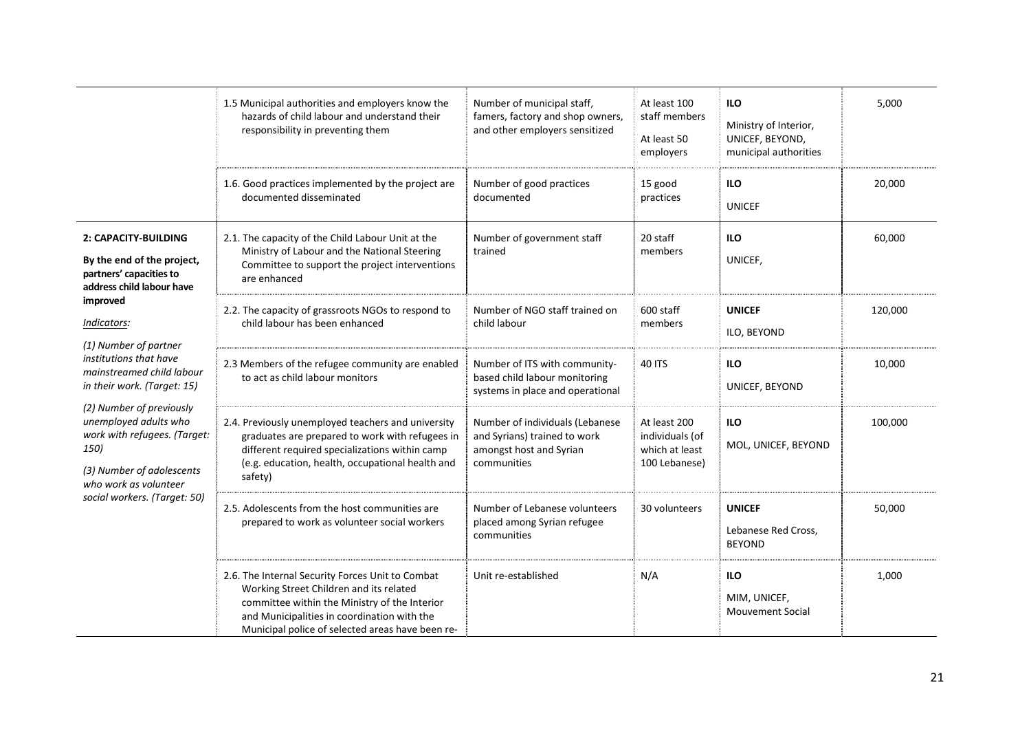| | | | | | |
|---|---|---|---|---|---|
| | 1.5 Municipal authorities and employers know the hazards of child labour and understand their responsibility in preventing them | Number of municipal staff, famers, factory and shop owners, and other employers sensitized | At least 100 staff members<br><br>At least 50 employers | **ILO**<br><br>Ministry of Interior, UNICEF, BEYOND, municipal authorities | 5,000 |
| | 1.6. Good practices implemented by the project are documented disseminated | Number of good practices documented | 15 good practices | **ILO**<br><br>UNICEF | 20,000 |
| **2: CAPACITY-BUILDING**<br><br>**By the end of the project, partners' capacities to address child labour have improved**<br><br>*Indicators:*<br><br>*(1) Number of partner institutions that have mainstreamed child labour in their work. (Target: 15)*<br><br>*(2) Number of previously unemployed adults who work with refugees. (Target: 150)*<br><br>*(3) Number of adolescents who work as volunteer social workers. (Target: 50)* | 2.1. The capacity of the Child Labour Unit at the Ministry of Labour and the National Steering Committee to support the project interventions are enhanced | Number of government staff trained | 20 staff members | **ILO**<br><br>UNICEF, | 60,000 |
| | 2.2. The capacity of grassroots NGOs to respond to child labour has been enhanced | Number of NGO staff trained on child labour | 600 staff members | **UNICEF**<br><br>ILO, BEYOND | 120,000 |
| | 2.3 Members of the refugee community are enabled to act as child labour monitors | Number of ITS with community-based child labour monitoring systems in place and operational | 40 ITS | **ILO**<br><br>UNICEF, BEYOND | 10,000 |
| | 2.4. Previously unemployed teachers and university graduates are prepared to work with refugees in different required specializations within camp (e.g. education, health, occupational health and safety) | Number of individuals (Lebanese and Syrians) trained to work amongst host and Syrian communities | At least 200 individuals (of which at least 100 Lebanese) | **ILO**<br><br>MOL, UNICEF, BEYOND | 100,000 |
| | 2.5. Adolescents from the host communities are prepared to work as volunteer social workers | Number of Lebanese volunteers placed among Syrian refugee communities | 30 volunteers | **UNICEF**<br><br>Lebanese Red Cross, BEYOND | 50,000 |
| | 2.6. The Internal Security Forces Unit to Combat Working Street Children and its related committee within the Ministry of the Interior and Municipalities in coordination with the Municipal police of selected areas have been re- | Unit re-established | N/A | **ILO**<br><br>MIM, UNICEF, Mouvement Social | 1,000 |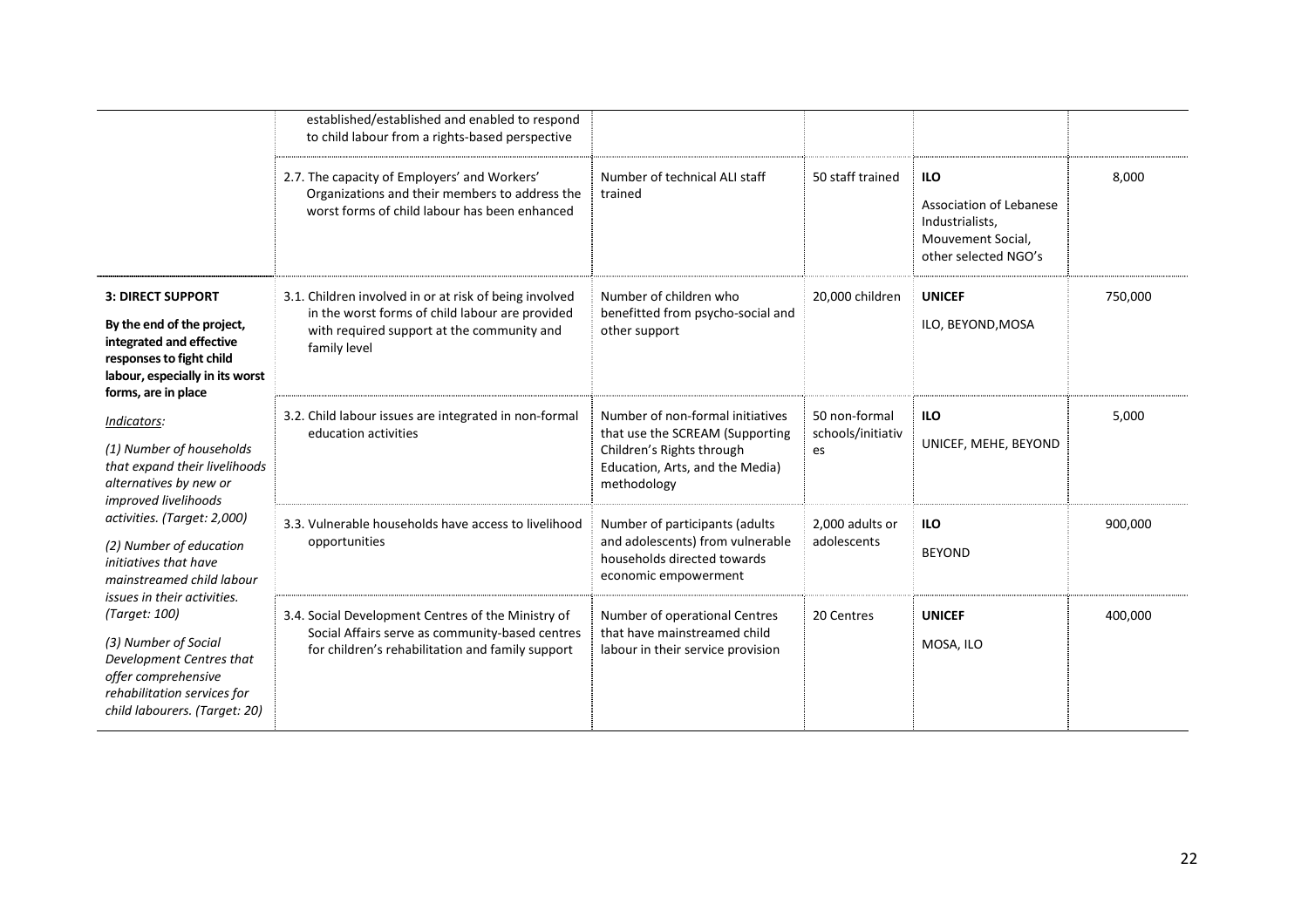| | | | | | |
|---|---|---|---|---|---|
| | established/established and enabled to respond to child labour from a rights-based perspective | | | | |
| | 2.7. The capacity of Employers' and Workers' Organizations and their members to address the worst forms of child labour has been enhanced | Number of technical ALI staff trained | 50 staff trained | **ILO**<br>Association of Lebanese Industrialists, Mouvement Social, other selected NGO's | 8,000 |
| **3: DIRECT SUPPORT**<br>**By the end of the project, integrated and effective responses to fight child labour, especially in its worst forms, are in place**<br>*Indicators:*<br>*(1) Number of households that expand their livelihoods alternatives by new or improved livelihoods activities. (Target: 2,000)*<br>*(2) Number of education initiatives that have mainstreamed child labour issues in their activities. (Target: 100)*<br>*(3) Number of Social Development Centres that offer comprehensive rehabilitation services for child labourers. (Target: 20)* | 3.1. Children involved in or at risk of being involved in the worst forms of child labour are provided with required support at the community and family level | Number of children who benefitted from psycho-social and other support | 20,000 children | **UNICEF**<br>ILO, BEYOND, MOSA | 750,000 |
| | 3.2. Child labour issues are integrated in non-formal education activities | Number of non-formal initiatives that use the SCREAM (Supporting Children's Rights through Education, Arts, and the Media) methodology | 50 non-formal schools/initiatives | **ILO**<br>UNICEF, MEHE, BEYOND | 5,000 |
| | 3.3. Vulnerable households have access to livelihood opportunities | Number of participants (adults and adolescents) from vulnerable households directed towards economic empowerment | 2,000 adults or adolescents | **ILO**<br>BEYOND | 900,000 |
| | 3.4. Social Development Centres of the Ministry of Social Affairs serve as community-based centres for children's rehabilitation and family support | Number of operational Centres that have mainstreamed child labour in their service provision | 20 Centres | **UNICEF**<br>MOSA, ILO | 400,000 |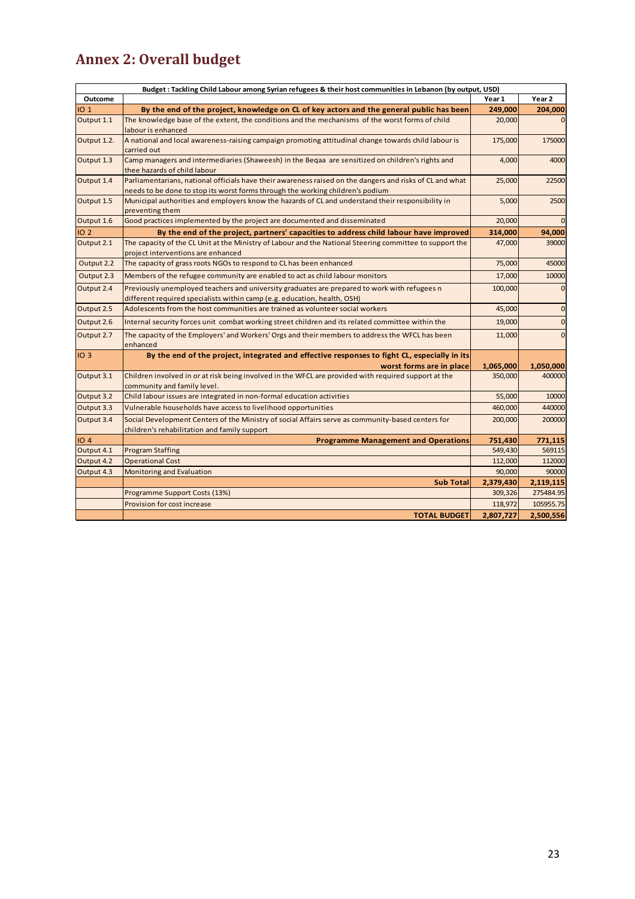## Annex 2: Overall budget

| Budget : Tackling Child Labour among Syrian refugees & their host communities in Lebanon (by output, USD) | | | |
|---|---|---|---|
| Outcome | | Year 1 | Year 2 |
| IO 1 | **By the end of the project, knowledge on CL of key actors and the general public has been** | **249,000** | **204,000** |
| Output 1.1 | The knowledge base of the extent, the conditions and the mechanisms of the worst forms of child labour is enhanced | 20,000 | 0 |
| Output 1.2. | A national and local awareness-raising campaign promoting attitudinal change towards child labour is carried out | 175,000 | 175000 |
| Output 1.3 | Camp managers and intermediaries (Shaweesh) in the Beqaa are sensitized on children's rights and thee hazards of child labour | 4,000 | 4000 |
| Output 1.4 | Parliamentarians, national officials have their awareness raised on the dangers and risks of CL and what needs to be done to stop its worst forms through the working children's podium | 25,000 | 22500 |
| Output 1.5 | Municipal authorities and employers know the hazards of CL and understand their responsibility in preventing them | 5,000 | 2500 |
| Output 1.6 | Good practices implemented by the project are documented and disseminated | 20,000 | 0 |
| IO 2 | **By the end of the project, partners' capacities to address child labour have improved** | **314,000** | **94,000** |
| Output 2.1 | The capacity of the CL Unit at the Ministry of Labour and the National Steering committee to support the project interventions are enhanced | 47,000 | 39000 |
| Output 2.2 | The capacity of grass roots NGOs to respond to CL has been enhanced | 75,000 | 45000 |
| Output 2.3 | Members of the refugee community are enabled to act as child labour monitors | 17,000 | 10000 |
| Output 2.4 | Previously unemployed teachers and university graduates are prepared to work with refugees n different required specialists within camp (e.g. education, health, OSH) | 100,000 | 0 |
| Output 2.5 | Adolescents from the host communities are trained as volunteer social workers | 45,000 | 0 |
| Output 2.6 | Internal security forces unit combat working street children and its related committee within the | 19,000 | 0 |
| Output 2.7 | The capacity of the Employers' and Workers' Orgs and their members to address the WFCL has been enhanced | 11,000 | 0 |
| IO 3 | **By the end of the project, integrated and effective responses to fight CL, especially in its worst forms are in place** | **1,065,000** | **1,050,000** |
| Output 3.1 | Children involved in or at risk being involved in the WFCL are provided with required support at the community and family level. | 350,000 | 400000 |
| Output 3.2 | Child labour issues are integrated in non-formal education activities | 55,000 | 10000 |
| Output 3.3 | Vulnerable households have access to livelihood opportunities | 460,000 | 440000 |
| Output 3.4 | Social Development Centers of the Ministry of social Affairs serve as community-based centers for children's rehabilitation and family support | 200,000 | 200000 |
| IO 4 | **Programme Management and Operations** | **751,430** | **771,115** |
| Output 4.1 | Program Staffing | 549,430 | 569115 |
| Output 4.2 | Operational Cost | 112,000 | 112000 |
| Output 4.3 | Monitoring and Evaluation | 90,000 | 90000 |
| | **Sub Total** | **2,379,430** | **2,119,115** |
| | Programme Support Costs (13%) | 309,326 | 275484.95 |
| | Provision for cost increase | 118,972 | 105955.75 |
| | **TOTAL BUDGET** | **2,807,727** | **2,500,556** |